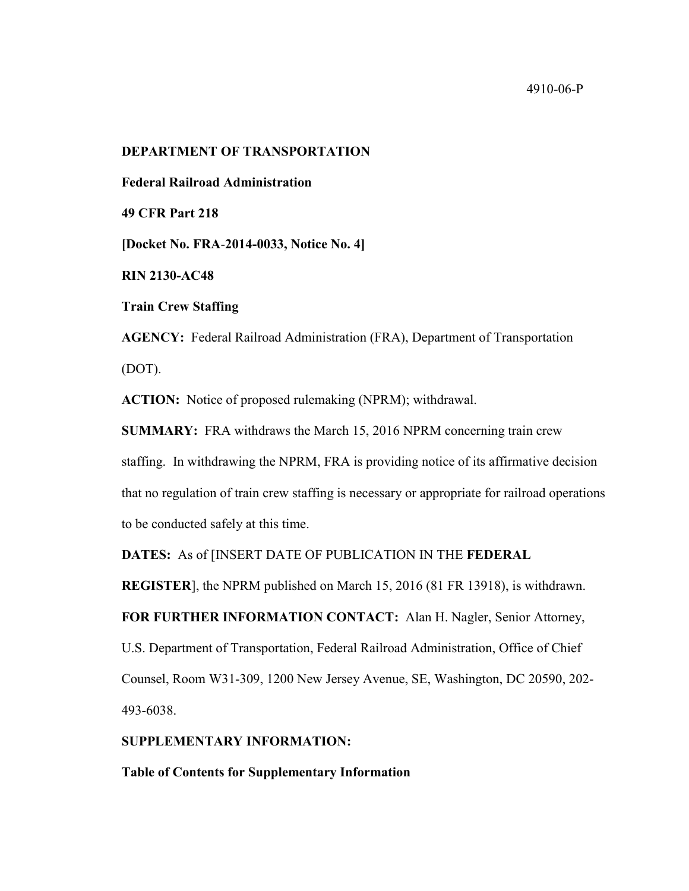4910-06-P

**DEPARTMENT OF TRANSPORTATION**

**Federal Railroad Administration**

**49 CFR Part 218**

**[Docket No. FRA-2014-0033, Notice No. 4]**

**RIN 2130-AC48**

**Train Crew Staffing**

**AGENCY:** Federal Railroad Administration (FRA), Department of Transportation (DOT).

**ACTION:** Notice of proposed rulemaking (NPRM); withdrawal.

**SUMMARY:** FRA withdraws the March 15, 2016 NPRM concerning train crew staffing. In withdrawing the NPRM, FRA is providing notice of its affirmative decision that no regulation of train crew staffing is necessary or appropriate for railroad operations to be conducted safely at this time.

**DATES:** As of [INSERT DATE OF PUBLICATION IN THE **FEDERAL REGISTER**], the NPRM published on March 15, 2016 (81 FR 13918), is withdrawn.

**FOR FURTHER INFORMATION CONTACT:** Alan H. Nagler, Senior Attorney, U.S. Department of Transportation, Federal Railroad Administration, Office of Chief Counsel, Room W31-309, 1200 New Jersey Avenue, SE, Washington, DC 20590, 202-493-6038.

**SUPPLEMENTARY INFORMATION:**

**Table of Contents for Supplementary Information**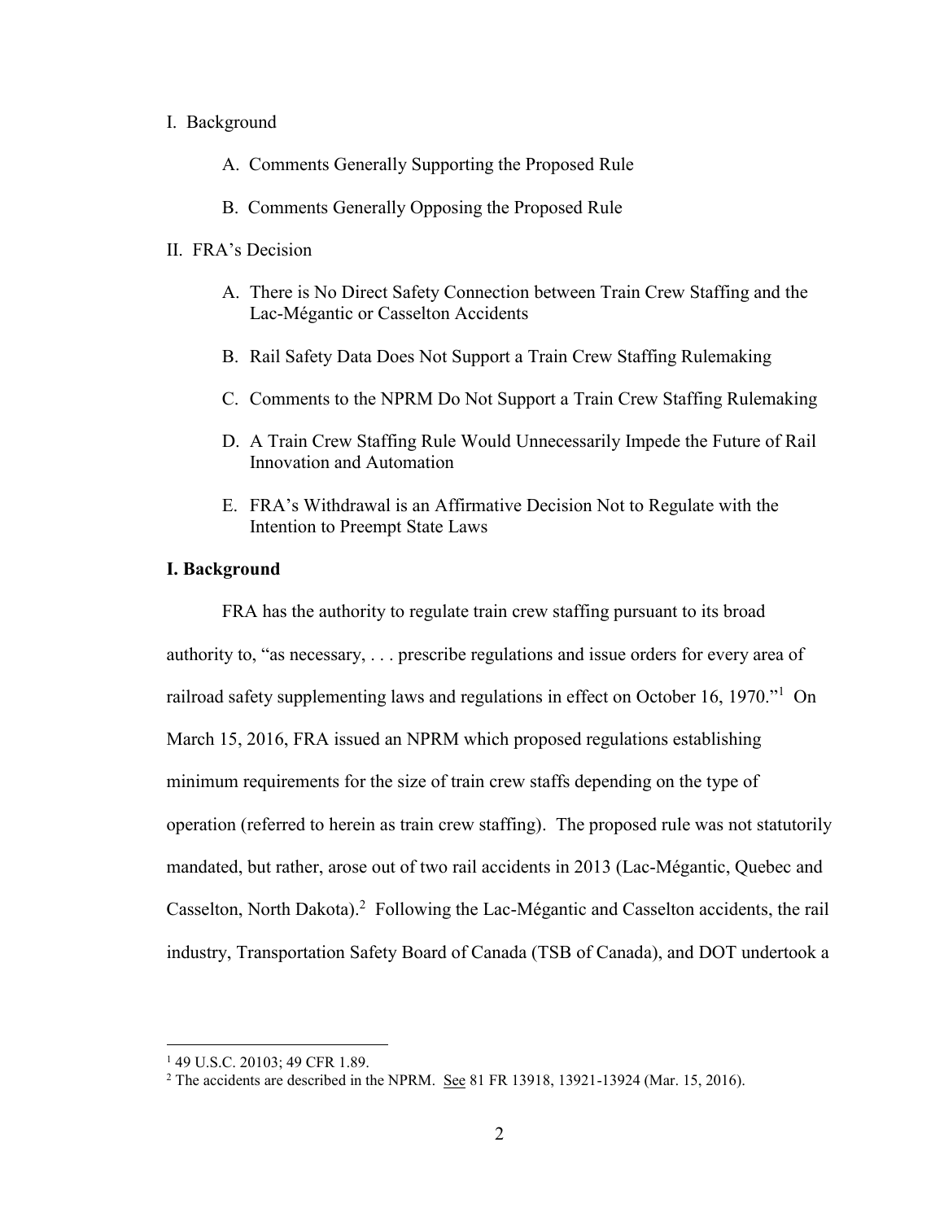I. Background

A. Comments Generally Supporting the Proposed Rule

B. Comments Generally Opposing the Proposed Rule

II. FRA's Decision

A. There is No Direct Safety Connection between Train Crew Staffing and the Lac-Mégantic or Casselton Accidents

B. Rail Safety Data Does Not Support a Train Crew Staffing Rulemaking

C. Comments to the NPRM Do Not Support a Train Crew Staffing Rulemaking

D. A Train Crew Staffing Rule Would Unnecessarily Impede the Future of Rail Innovation and Automation

E. FRA's Withdrawal is an Affirmative Decision Not to Regulate with the Intention to Preempt State Laws

## I. Background

FRA has the authority to regulate train crew staffing pursuant to its broad authority to, "as necessary, . . . prescribe regulations and issue orders for every area of railroad safety supplementing laws and regulations in effect on October 16, 1970."[1] On March 15, 2016, FRA issued an NPRM which proposed regulations establishing minimum requirements for the size of train crew staffs depending on the type of operation (referred to herein as train crew staffing). The proposed rule was not statutorily mandated, but rather, arose out of two rail accidents in 2013 (Lac-Mégantic, Quebec and Casselton, North Dakota).[2] Following the Lac-Mégantic and Casselton accidents, the rail industry, Transportation Safety Board of Canada (TSB of Canada), and DOT undertook a

[1] 49 U.S.C. 20103; 49 CFR 1.89.

[2] The accidents are described in the NPRM. See 81 FR 13918, 13921-13924 (Mar. 15, 2016).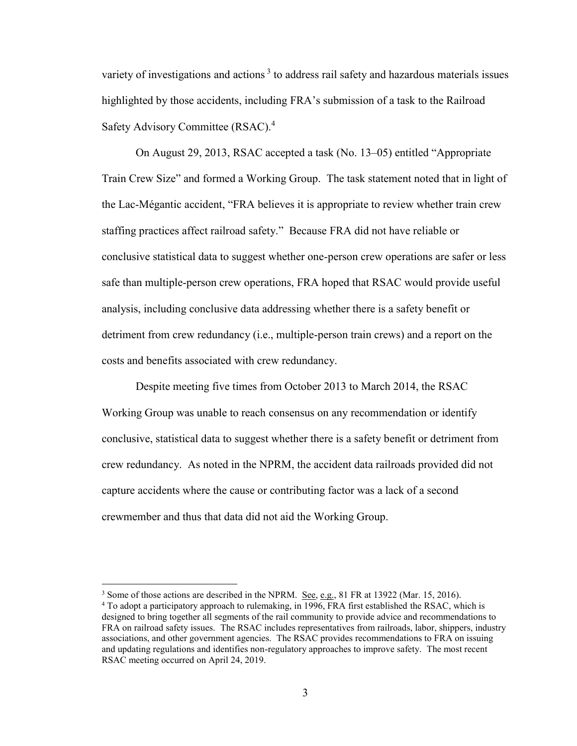variety of investigations and actions [3] to address rail safety and hazardous materials issues highlighted by those accidents, including FRA's submission of a task to the Railroad Safety Advisory Committee (RSAC).[4]

On August 29, 2013, RSAC accepted a task (No. 13–05) entitled "Appropriate Train Crew Size" and formed a Working Group. The task statement noted that in light of the Lac-Mégantic accident, "FRA believes it is appropriate to review whether train crew staffing practices affect railroad safety." Because FRA did not have reliable or conclusive statistical data to suggest whether one-person crew operations are safer or less safe than multiple-person crew operations, FRA hoped that RSAC would provide useful analysis, including conclusive data addressing whether there is a safety benefit or detriment from crew redundancy (i.e., multiple-person train crews) and a report on the costs and benefits associated with crew redundancy.

Despite meeting five times from October 2013 to March 2014, the RSAC Working Group was unable to reach consensus on any recommendation or identify conclusive, statistical data to suggest whether there is a safety benefit or detriment from crew redundancy. As noted in the NPRM, the accident data railroads provided did not capture accidents where the cause or contributing factor was a lack of a second crewmember and thus that data did not aid the Working Group.

---

[3] Some of those actions are described in the NPRM. See, e.g., 81 FR at 13922 (Mar. 15, 2016).

[4] To adopt a participatory approach to rulemaking, in 1996, FRA first established the RSAC, which is designed to bring together all segments of the rail community to provide advice and recommendations to FRA on railroad safety issues. The RSAC includes representatives from railroads, labor, shippers, industry associations, and other government agencies. The RSAC provides recommendations to FRA on issuing and updating regulations and identifies non-regulatory approaches to improve safety. The most recent RSAC meeting occurred on April 24, 2019.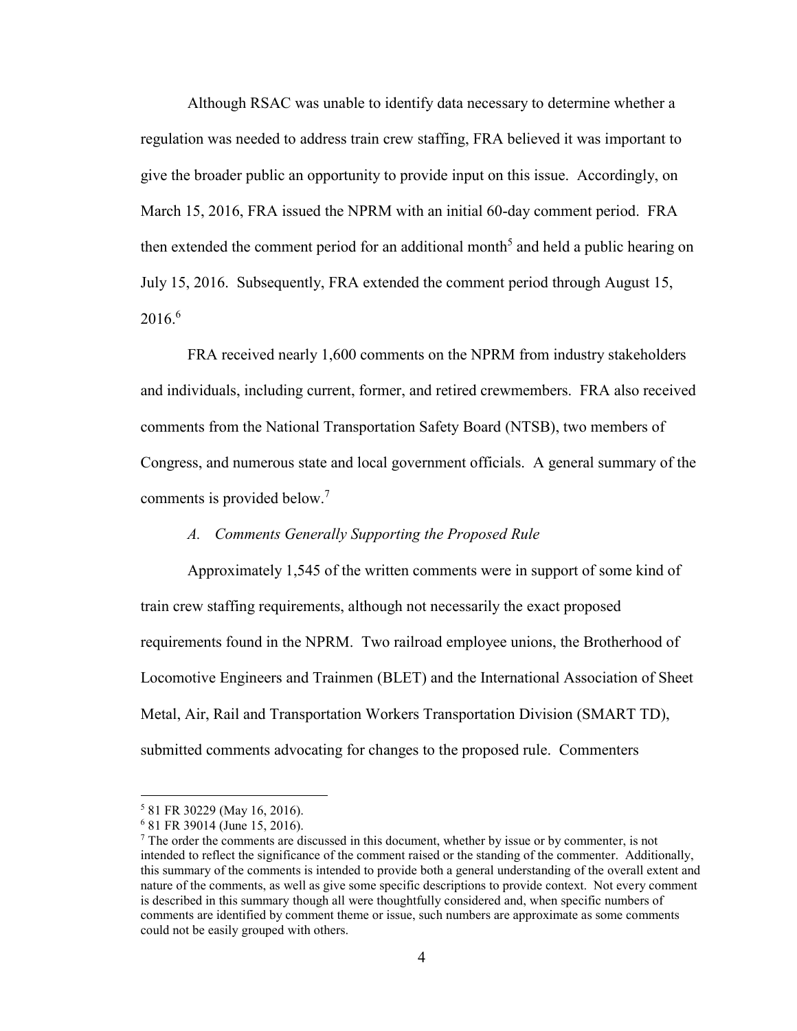Although RSAC was unable to identify data necessary to determine whether a regulation was needed to address train crew staffing, FRA believed it was important to give the broader public an opportunity to provide input on this issue. Accordingly, on March 15, 2016, FRA issued the NPRM with an initial 60-day comment period. FRA then extended the comment period for an additional month[5] and held a public hearing on July 15, 2016. Subsequently, FRA extended the comment period through August 15, 2016.[6]

FRA received nearly 1,600 comments on the NPRM from industry stakeholders and individuals, including current, former, and retired crewmembers. FRA also received comments from the National Transportation Safety Board (NTSB), two members of Congress, and numerous state and local government officials. A general summary of the comments is provided below.[7]

*A. Comments Generally Supporting the Proposed Rule*

Approximately 1,545 of the written comments were in support of some kind of train crew staffing requirements, although not necessarily the exact proposed requirements found in the NPRM. Two railroad employee unions, the Brotherhood of Locomotive Engineers and Trainmen (BLET) and the International Association of Sheet Metal, Air, Rail and Transportation Workers Transportation Division (SMART TD), submitted comments advocating for changes to the proposed rule. Commenters

---

[5] 81 FR 30229 (May 16, 2016).

[6] 81 FR 39014 (June 15, 2016).

[7] The order the comments are discussed in this document, whether by issue or by commenter, is not intended to reflect the significance of the comment raised or the standing of the commenter. Additionally, this summary of the comments is intended to provide both a general understanding of the overall extent and nature of the comments, as well as give some specific descriptions to provide context. Not every comment is described in this summary though all were thoughtfully considered and, when specific numbers of comments are identified by comment theme or issue, such numbers are approximate as some comments could not be easily grouped with others.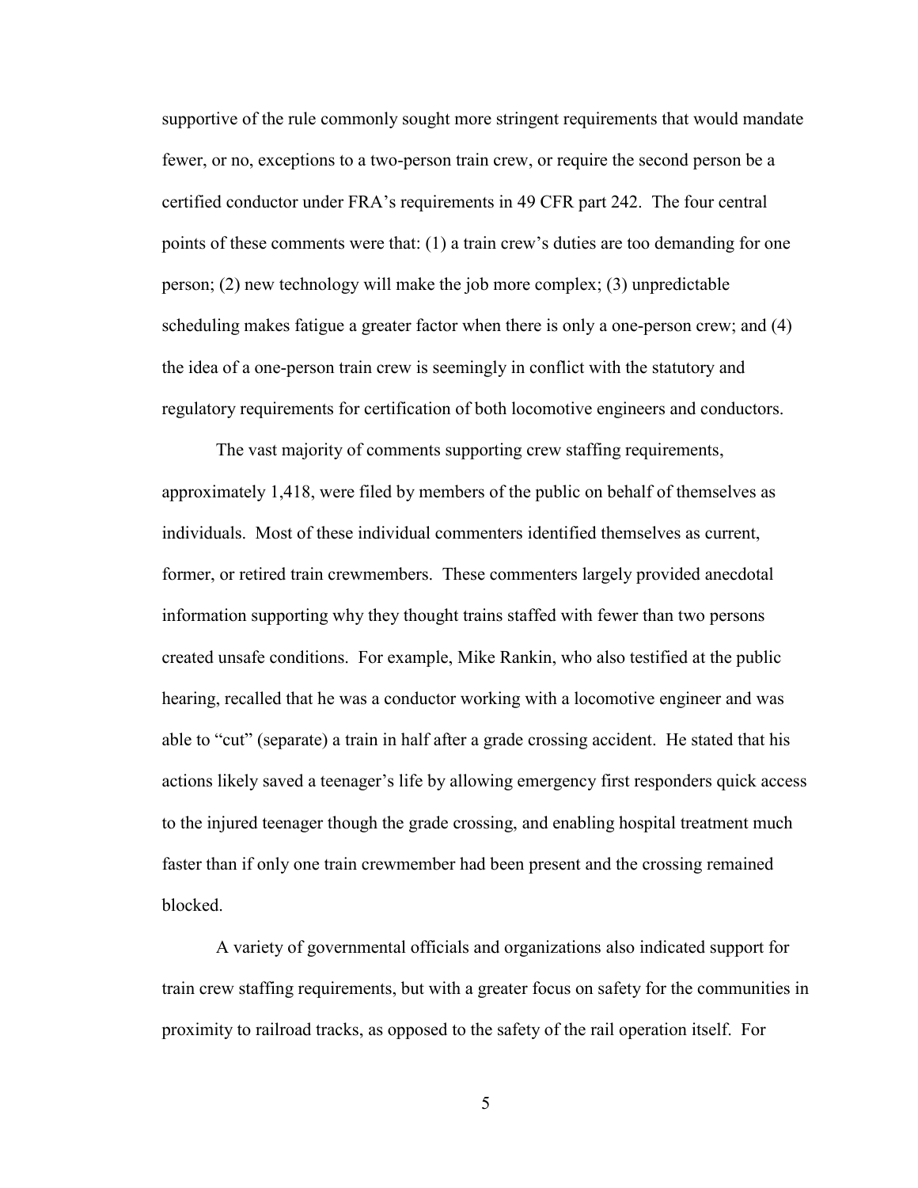supportive of the rule commonly sought more stringent requirements that would mandate fewer, or no, exceptions to a two-person train crew, or require the second person be a certified conductor under FRA's requirements in 49 CFR part 242. The four central points of these comments were that: (1) a train crew's duties are too demanding for one person; (2) new technology will make the job more complex; (3) unpredictable scheduling makes fatigue a greater factor when there is only a one-person crew; and (4) the idea of a one-person train crew is seemingly in conflict with the statutory and regulatory requirements for certification of both locomotive engineers and conductors.

The vast majority of comments supporting crew staffing requirements, approximately 1,418, were filed by members of the public on behalf of themselves as individuals. Most of these individual commenters identified themselves as current, former, or retired train crewmembers. These commenters largely provided anecdotal information supporting why they thought trains staffed with fewer than two persons created unsafe conditions. For example, Mike Rankin, who also testified at the public hearing, recalled that he was a conductor working with a locomotive engineer and was able to "cut" (separate) a train in half after a grade crossing accident. He stated that his actions likely saved a teenager's life by allowing emergency first responders quick access to the injured teenager though the grade crossing, and enabling hospital treatment much faster than if only one train crewmember had been present and the crossing remained blocked.

A variety of governmental officials and organizations also indicated support for train crew staffing requirements, but with a greater focus on safety for the communities in proximity to railroad tracks, as opposed to the safety of the rail operation itself. For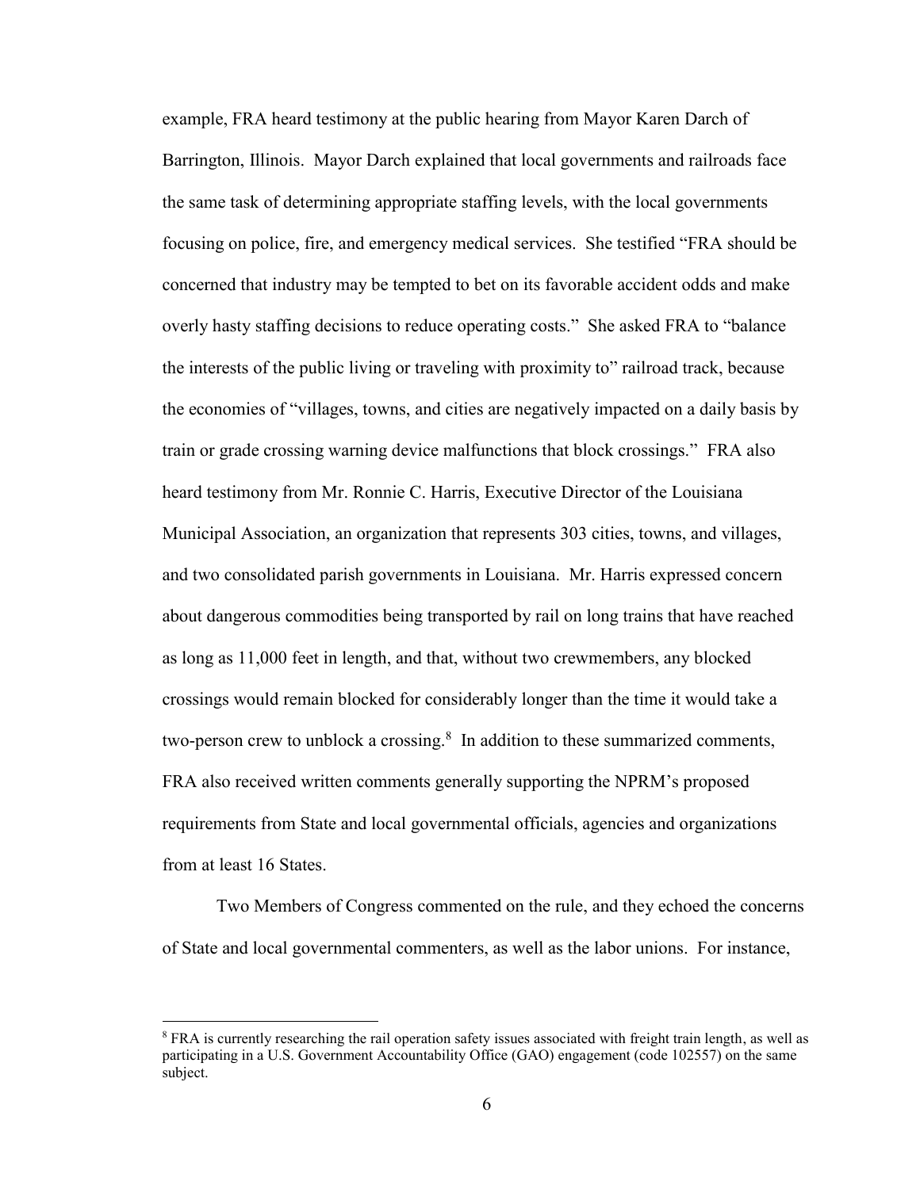example, FRA heard testimony at the public hearing from Mayor Karen Darch of Barrington, Illinois. Mayor Darch explained that local governments and railroads face the same task of determining appropriate staffing levels, with the local governments focusing on police, fire, and emergency medical services. She testified "FRA should be concerned that industry may be tempted to bet on its favorable accident odds and make overly hasty staffing decisions to reduce operating costs." She asked FRA to "balance the interests of the public living or traveling with proximity to" railroad track, because the economies of "villages, towns, and cities are negatively impacted on a daily basis by train or grade crossing warning device malfunctions that block crossings." FRA also heard testimony from Mr. Ronnie C. Harris, Executive Director of the Louisiana Municipal Association, an organization that represents 303 cities, towns, and villages, and two consolidated parish governments in Louisiana. Mr. Harris expressed concern about dangerous commodities being transported by rail on long trains that have reached as long as 11,000 feet in length, and that, without two crewmembers, any blocked crossings would remain blocked for considerably longer than the time it would take a two-person crew to unblock a crossing.[8] In addition to these summarized comments, FRA also received written comments generally supporting the NPRM's proposed requirements from State and local governmental officials, agencies and organizations from at least 16 States.

Two Members of Congress commented on the rule, and they echoed the concerns of State and local governmental commenters, as well as the labor unions. For instance,

[8] FRA is currently researching the rail operation safety issues associated with freight train length, as well as participating in a U.S. Government Accountability Office (GAO) engagement (code 102557) on the same subject.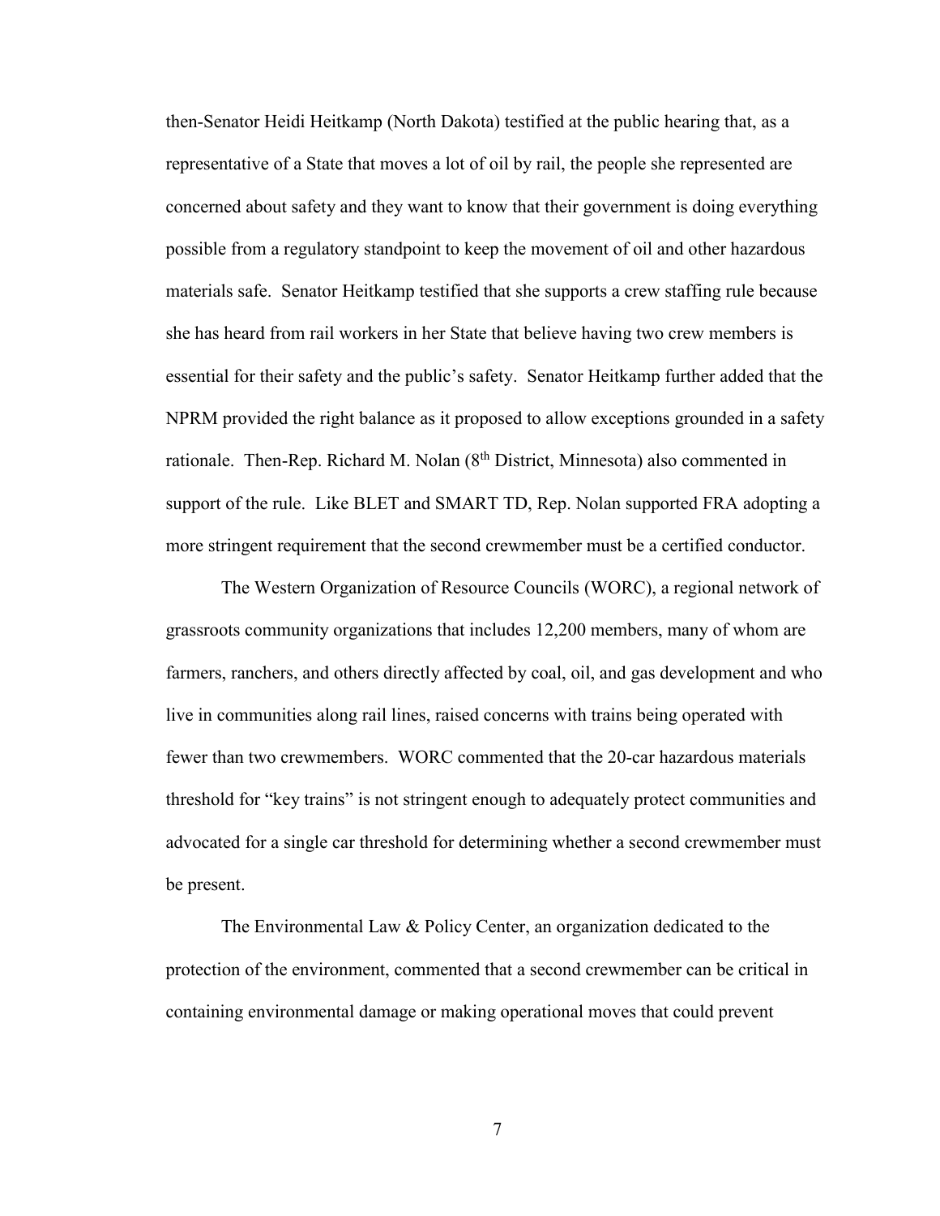then-Senator Heidi Heitkamp (North Dakota) testified at the public hearing that, as a representative of a State that moves a lot of oil by rail, the people she represented are concerned about safety and they want to know that their government is doing everything possible from a regulatory standpoint to keep the movement of oil and other hazardous materials safe. Senator Heitkamp testified that she supports a crew staffing rule because she has heard from rail workers in her State that believe having two crew members is essential for their safety and the public's safety. Senator Heitkamp further added that the NPRM provided the right balance as it proposed to allow exceptions grounded in a safety rationale. Then-Rep. Richard M. Nolan (8th District, Minnesota) also commented in support of the rule. Like BLET and SMART TD, Rep. Nolan supported FRA adopting a more stringent requirement that the second crewmember must be a certified conductor.

The Western Organization of Resource Councils (WORC), a regional network of grassroots community organizations that includes 12,200 members, many of whom are farmers, ranchers, and others directly affected by coal, oil, and gas development and who live in communities along rail lines, raised concerns with trains being operated with fewer than two crewmembers. WORC commented that the 20-car hazardous materials threshold for "key trains" is not stringent enough to adequately protect communities and advocated for a single car threshold for determining whether a second crewmember must be present.

The Environmental Law & Policy Center, an organization dedicated to the protection of the environment, commented that a second crewmember can be critical in containing environmental damage or making operational moves that could prevent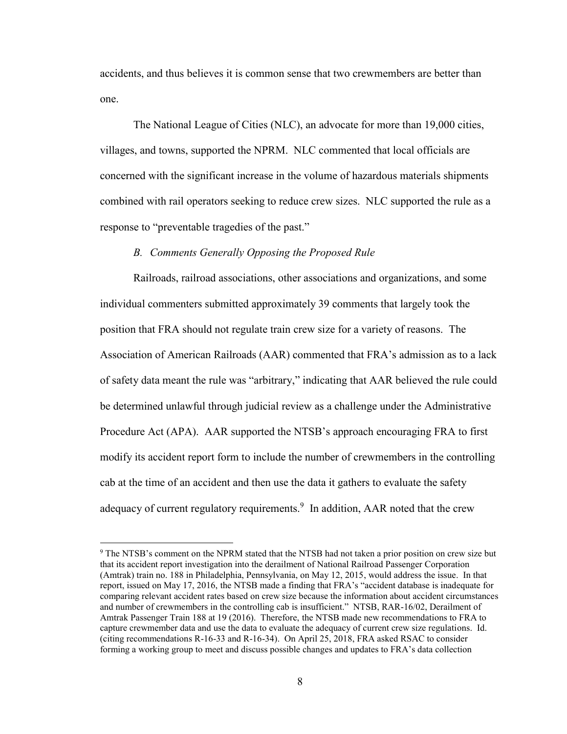accidents, and thus believes it is common sense that two crewmembers are better than one.

The National League of Cities (NLC), an advocate for more than 19,000 cities, villages, and towns, supported the NPRM. NLC commented that local officials are concerned with the significant increase in the volume of hazardous materials shipments combined with rail operators seeking to reduce crew sizes. NLC supported the rule as a response to "preventable tragedies of the past."

*B. Comments Generally Opposing the Proposed Rule*

Railroads, railroad associations, other associations and organizations, and some individual commenters submitted approximately 39 comments that largely took the position that FRA should not regulate train crew size for a variety of reasons. The Association of American Railroads (AAR) commented that FRA's admission as to a lack of safety data meant the rule was "arbitrary," indicating that AAR believed the rule could be determined unlawful through judicial review as a challenge under the Administrative Procedure Act (APA). AAR supported the NTSB's approach encouraging FRA to first modify its accident report form to include the number of crewmembers in the controlling cab at the time of an accident and then use the data it gathers to evaluate the safety adequacy of current regulatory requirements.[9] In addition, AAR noted that the crew

[9] The NTSB's comment on the NPRM stated that the NTSB had not taken a prior position on crew size but that its accident report investigation into the derailment of National Railroad Passenger Corporation (Amtrak) train no. 188 in Philadelphia, Pennsylvania, on May 12, 2015, would address the issue. In that report, issued on May 17, 2016, the NTSB made a finding that FRA's "accident database is inadequate for comparing relevant accident rates based on crew size because the information about accident circumstances and number of crewmembers in the controlling cab is insufficient." NTSB, RAR-16/02, Derailment of Amtrak Passenger Train 188 at 19 (2016). Therefore, the NTSB made new recommendations to FRA to capture crewmember data and use the data to evaluate the adequacy of current crew size regulations. Id. (citing recommendations R-16-33 and R-16-34). On April 25, 2018, FRA asked RSAC to consider forming a working group to meet and discuss possible changes and updates to FRA's data collection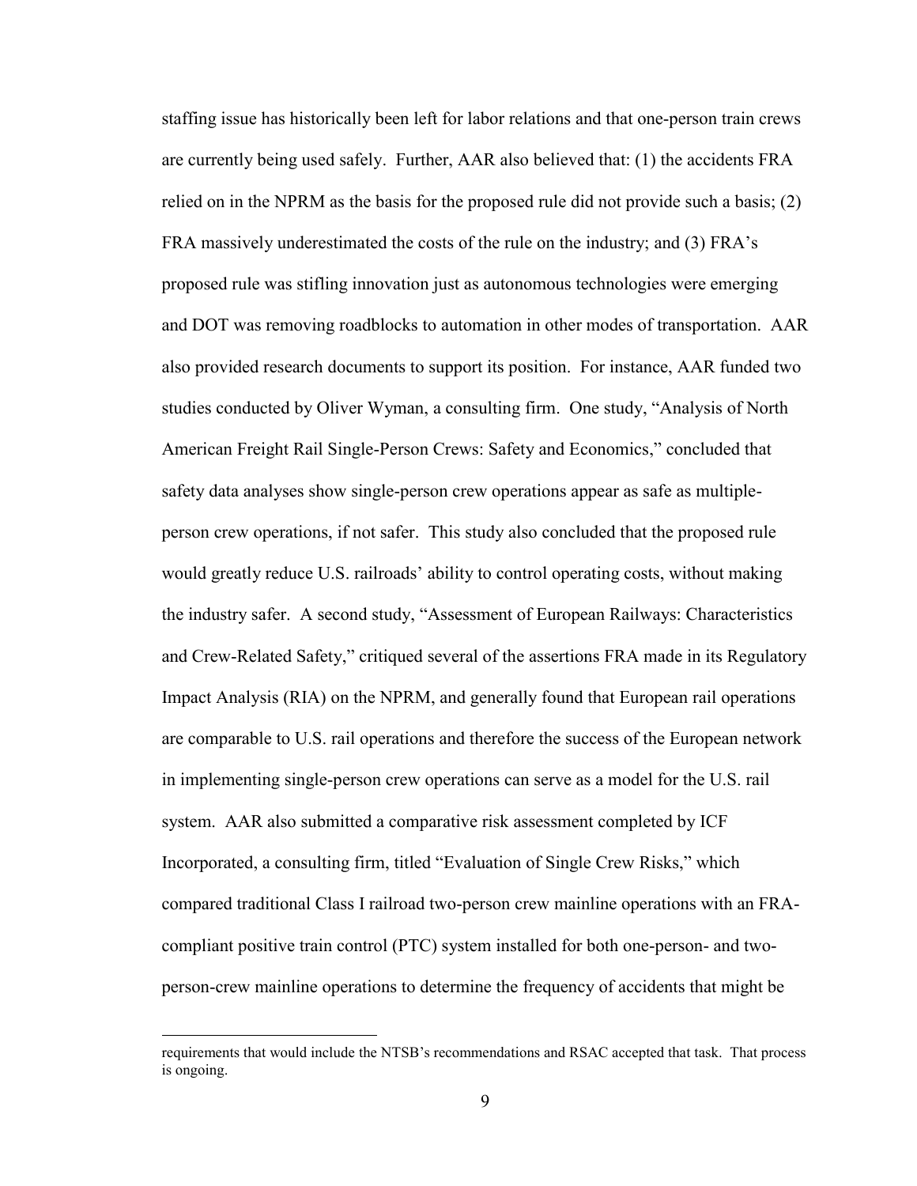staffing issue has historically been left for labor relations and that one-person train crews are currently being used safely. Further, AAR also believed that: (1) the accidents FRA relied on in the NPRM as the basis for the proposed rule did not provide such a basis; (2) FRA massively underestimated the costs of the rule on the industry; and (3) FRA's proposed rule was stifling innovation just as autonomous technologies were emerging and DOT was removing roadblocks to automation in other modes of transportation. AAR also provided research documents to support its position. For instance, AAR funded two studies conducted by Oliver Wyman, a consulting firm. One study, "Analysis of North American Freight Rail Single-Person Crews: Safety and Economics," concluded that safety data analyses show single-person crew operations appear as safe as multiple-person crew operations, if not safer. This study also concluded that the proposed rule would greatly reduce U.S. railroads' ability to control operating costs, without making the industry safer. A second study, "Assessment of European Railways: Characteristics and Crew-Related Safety," critiqued several of the assertions FRA made in its Regulatory Impact Analysis (RIA) on the NPRM, and generally found that European rail operations are comparable to U.S. rail operations and therefore the success of the European network in implementing single-person crew operations can serve as a model for the U.S. rail system. AAR also submitted a comparative risk assessment completed by ICF Incorporated, a consulting firm, titled "Evaluation of Single Crew Risks," which compared traditional Class I railroad two-person crew mainline operations with an FRA-compliant positive train control (PTC) system installed for both one-person- and two-person-crew mainline operations to determine the frequency of accidents that might be

---

requirements that would include the NTSB's recommendations and RSAC accepted that task. That process is ongoing.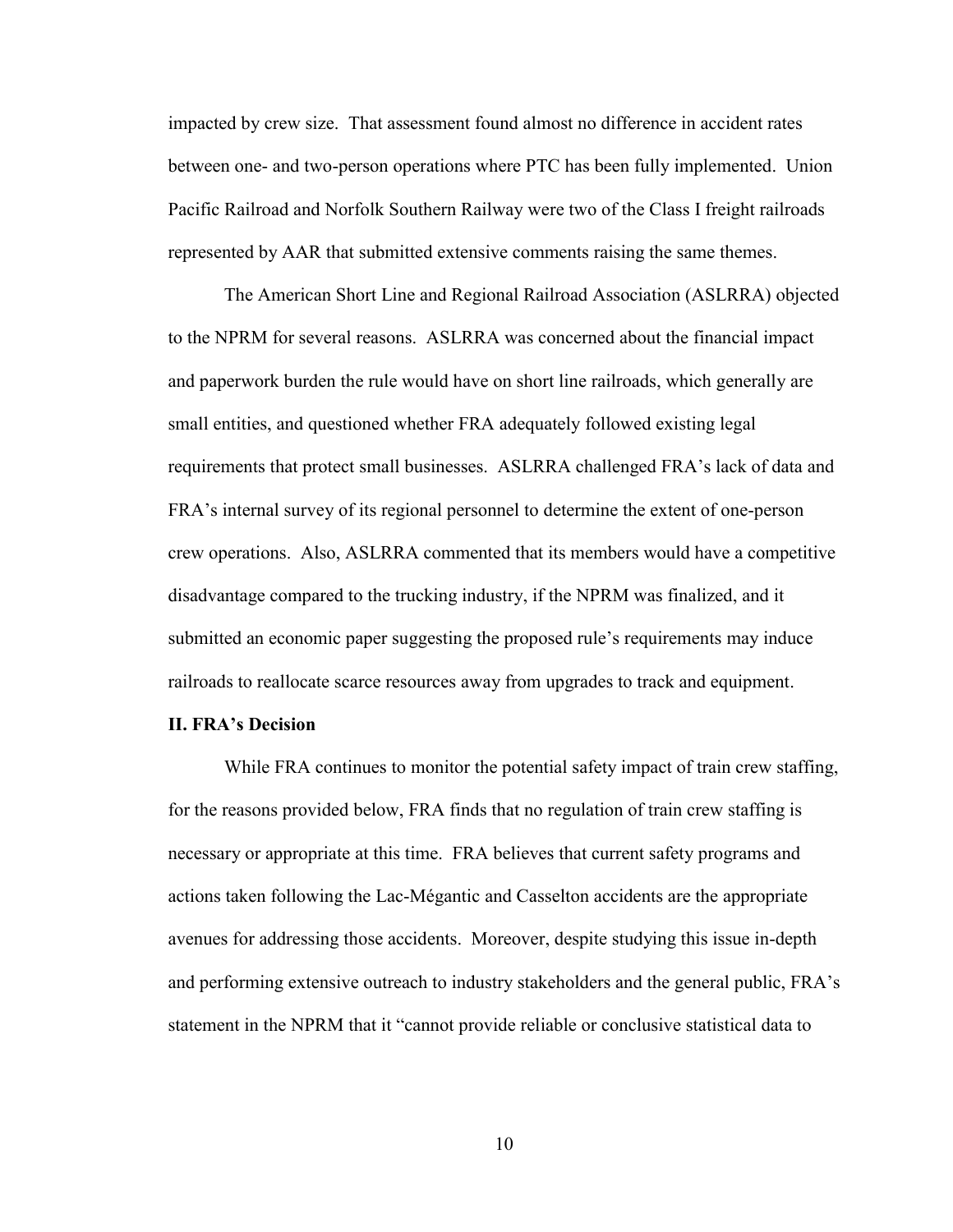impacted by crew size. That assessment found almost no difference in accident rates between one- and two-person operations where PTC has been fully implemented. Union Pacific Railroad and Norfolk Southern Railway were two of the Class I freight railroads represented by AAR that submitted extensive comments raising the same themes.

The American Short Line and Regional Railroad Association (ASLRRA) objected to the NPRM for several reasons. ASLRRA was concerned about the financial impact and paperwork burden the rule would have on short line railroads, which generally are small entities, and questioned whether FRA adequately followed existing legal requirements that protect small businesses. ASLRRA challenged FRA's lack of data and FRA's internal survey of its regional personnel to determine the extent of one-person crew operations. Also, ASLRRA commented that its members would have a competitive disadvantage compared to the trucking industry, if the NPRM was finalized, and it submitted an economic paper suggesting the proposed rule's requirements may induce railroads to reallocate scarce resources away from upgrades to track and equipment.

**II. FRA's Decision**

While FRA continues to monitor the potential safety impact of train crew staffing, for the reasons provided below, FRA finds that no regulation of train crew staffing is necessary or appropriate at this time. FRA believes that current safety programs and actions taken following the Lac-Mégantic and Casselton accidents are the appropriate avenues for addressing those accidents. Moreover, despite studying this issue in-depth and performing extensive outreach to industry stakeholders and the general public, FRA's statement in the NPRM that it "cannot provide reliable or conclusive statistical data to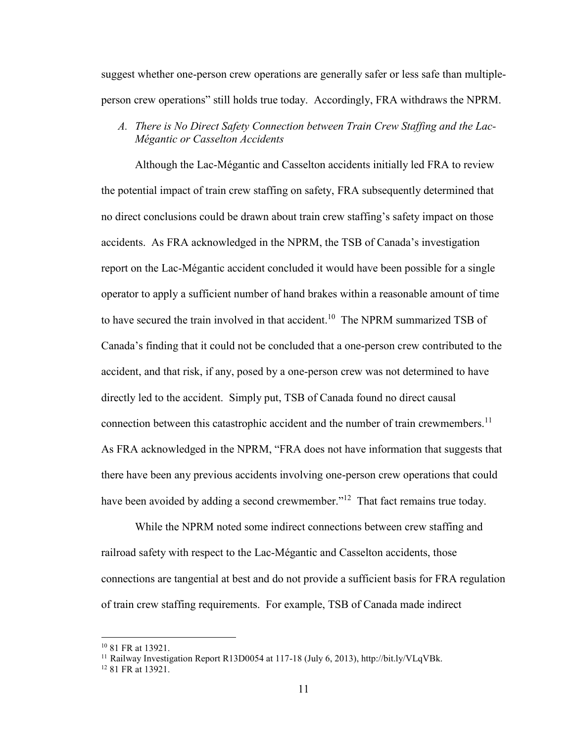suggest whether one-person crew operations are generally safer or less safe than multiple-person crew operations" still holds true today. Accordingly, FRA withdraws the NPRM.

*A. There is No Direct Safety Connection between Train Crew Staffing and the Lac-Mégantic or Casselton Accidents*

Although the Lac-Mégantic and Casselton accidents initially led FRA to review the potential impact of train crew staffing on safety, FRA subsequently determined that no direct conclusions could be drawn about train crew staffing's safety impact on those accidents. As FRA acknowledged in the NPRM, the TSB of Canada's investigation report on the Lac-Mégantic accident concluded it would have been possible for a single operator to apply a sufficient number of hand brakes within a reasonable amount of time to have secured the train involved in that accident.[10] The NPRM summarized TSB of Canada's finding that it could not be concluded that a one-person crew contributed to the accident, and that risk, if any, posed by a one-person crew was not determined to have directly led to the accident. Simply put, TSB of Canada found no direct causal connection between this catastrophic accident and the number of train crewmembers.[11] As FRA acknowledged in the NPRM, "FRA does not have information that suggests that there have been any previous accidents involving one-person crew operations that could have been avoided by adding a second crewmember."[12] That fact remains true today.

While the NPRM noted some indirect connections between crew staffing and railroad safety with respect to the Lac-Mégantic and Casselton accidents, those connections are tangential at best and do not provide a sufficient basis for FRA regulation of train crew staffing requirements. For example, TSB of Canada made indirect

[10] 81 FR at 13921.

[11] Railway Investigation Report R13D0054 at 117-18 (July 6, 2013), http://bit.ly/VLqVBk.

[12] 81 FR at 13921.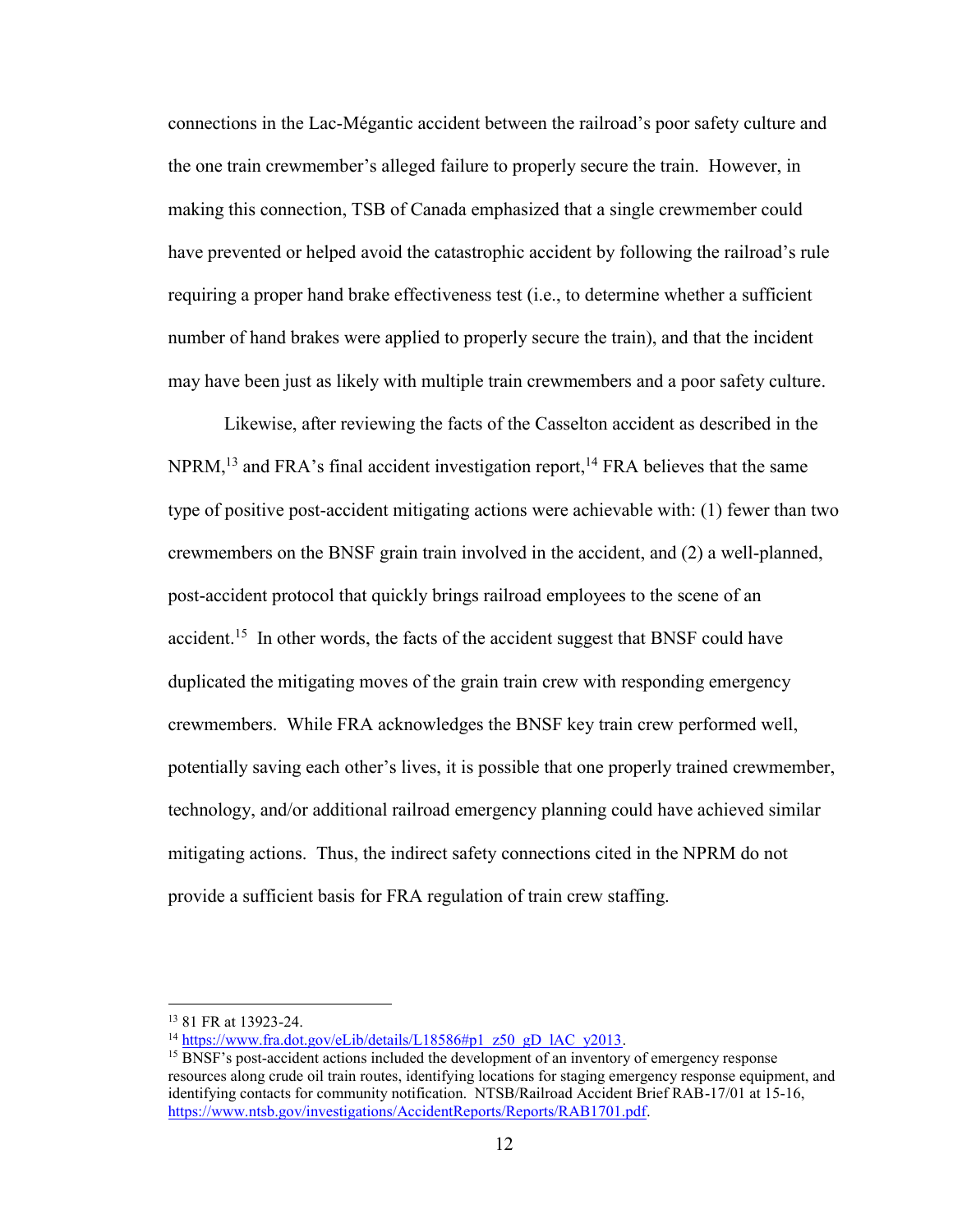connections in the Lac-Mégantic accident between the railroad's poor safety culture and the one train crewmember's alleged failure to properly secure the train. However, in making this connection, TSB of Canada emphasized that a single crewmember could have prevented or helped avoid the catastrophic accident by following the railroad's rule requiring a proper hand brake effectiveness test (i.e., to determine whether a sufficient number of hand brakes were applied to properly secure the train), and that the incident may have been just as likely with multiple train crewmembers and a poor safety culture.

Likewise, after reviewing the facts of the Casselton accident as described in the NPRM,[13] and FRA's final accident investigation report,[14] FRA believes that the same type of positive post-accident mitigating actions were achievable with: (1) fewer than two crewmembers on the BNSF grain train involved in the accident, and (2) a well-planned, post-accident protocol that quickly brings railroad employees to the scene of an accident.[15] In other words, the facts of the accident suggest that BNSF could have duplicated the mitigating moves of the grain train crew with responding emergency crewmembers. While FRA acknowledges the BNSF key train crew performed well, potentially saving each other's lives, it is possible that one properly trained crewmember, technology, and/or additional railroad emergency planning could have achieved similar mitigating actions. Thus, the indirect safety connections cited in the NPRM do not provide a sufficient basis for FRA regulation of train crew staffing.

---

[13] 81 FR at 13923-24.

[14] https://www.fra.dot.gov/eLib/details/L18586#p1_z50_gD_lAC_y2013.

[15] BNSF's post-accident actions included the development of an inventory of emergency response resources along crude oil train routes, identifying locations for staging emergency response equipment, and identifying contacts for community notification. NTSB/Railroad Accident Brief RAB-17/01 at 15-16, https://www.ntsb.gov/investigations/AccidentReports/Reports/RAB1701.pdf.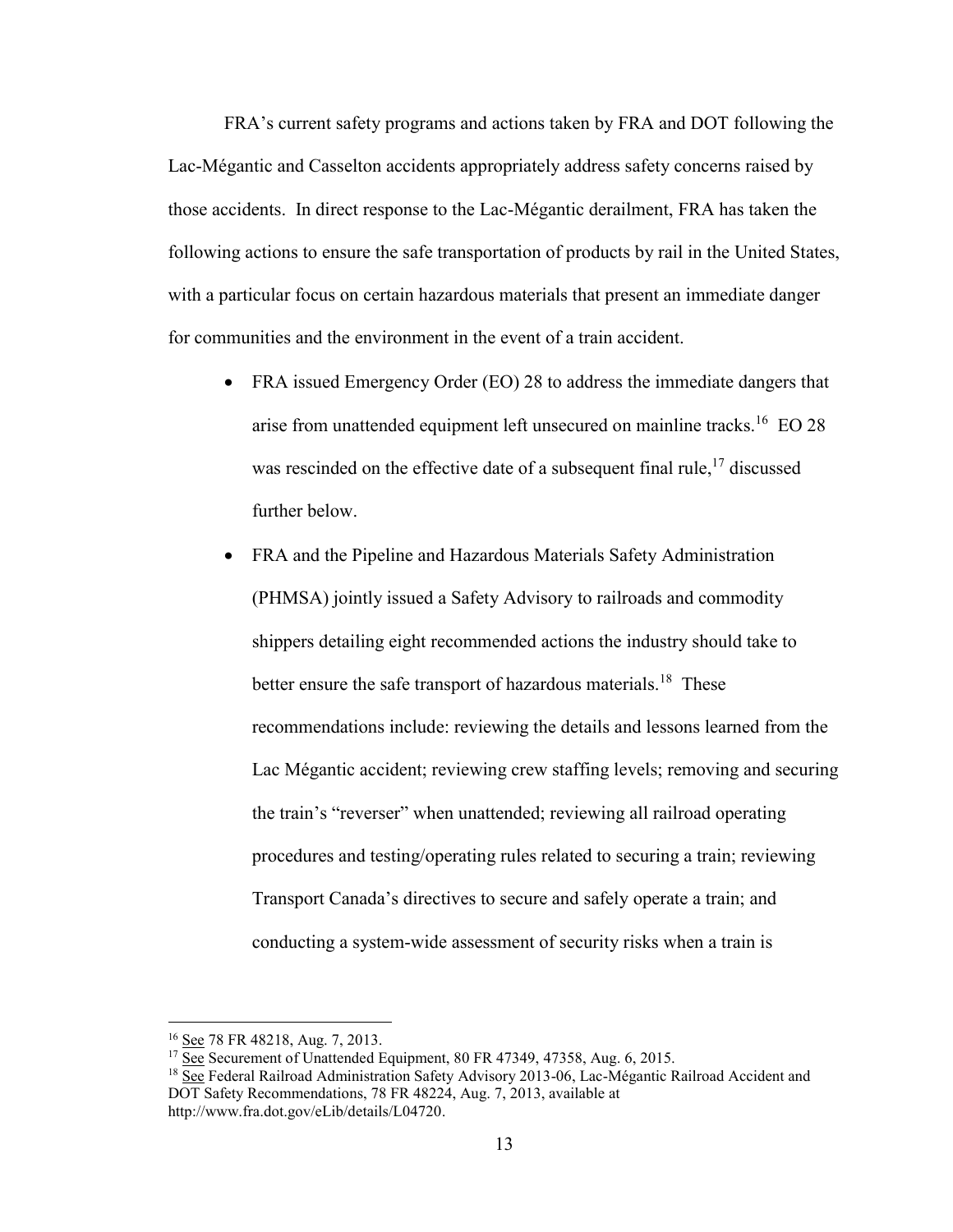FRA's current safety programs and actions taken by FRA and DOT following the Lac-Mégantic and Casselton accidents appropriately address safety concerns raised by those accidents. In direct response to the Lac-Mégantic derailment, FRA has taken the following actions to ensure the safe transportation of products by rail in the United States, with a particular focus on certain hazardous materials that present an immediate danger for communities and the environment in the event of a train accident.

- FRA issued Emergency Order (EO) 28 to address the immediate dangers that arise from unattended equipment left unsecured on mainline tracks.[16] EO 28 was rescinded on the effective date of a subsequent final rule,[17] discussed further below.
- FRA and the Pipeline and Hazardous Materials Safety Administration (PHMSA) jointly issued a Safety Advisory to railroads and commodity shippers detailing eight recommended actions the industry should take to better ensure the safe transport of hazardous materials.[18] These recommendations include: reviewing the details and lessons learned from the Lac Mégantic accident; reviewing crew staffing levels; removing and securing the train's "reverser" when unattended; reviewing all railroad operating procedures and testing/operating rules related to securing a train; reviewing Transport Canada's directives to secure and safely operate a train; and conducting a system-wide assessment of security risks when a train is

[16] See 78 FR 48218, Aug. 7, 2013.

[17] See Securement of Unattended Equipment, 80 FR 47349, 47358, Aug. 6, 2015.

[18] See Federal Railroad Administration Safety Advisory 2013-06, Lac-Mégantic Railroad Accident and DOT Safety Recommendations, 78 FR 48224, Aug. 7, 2013, available at http://www.fra.dot.gov/eLib/details/L04720.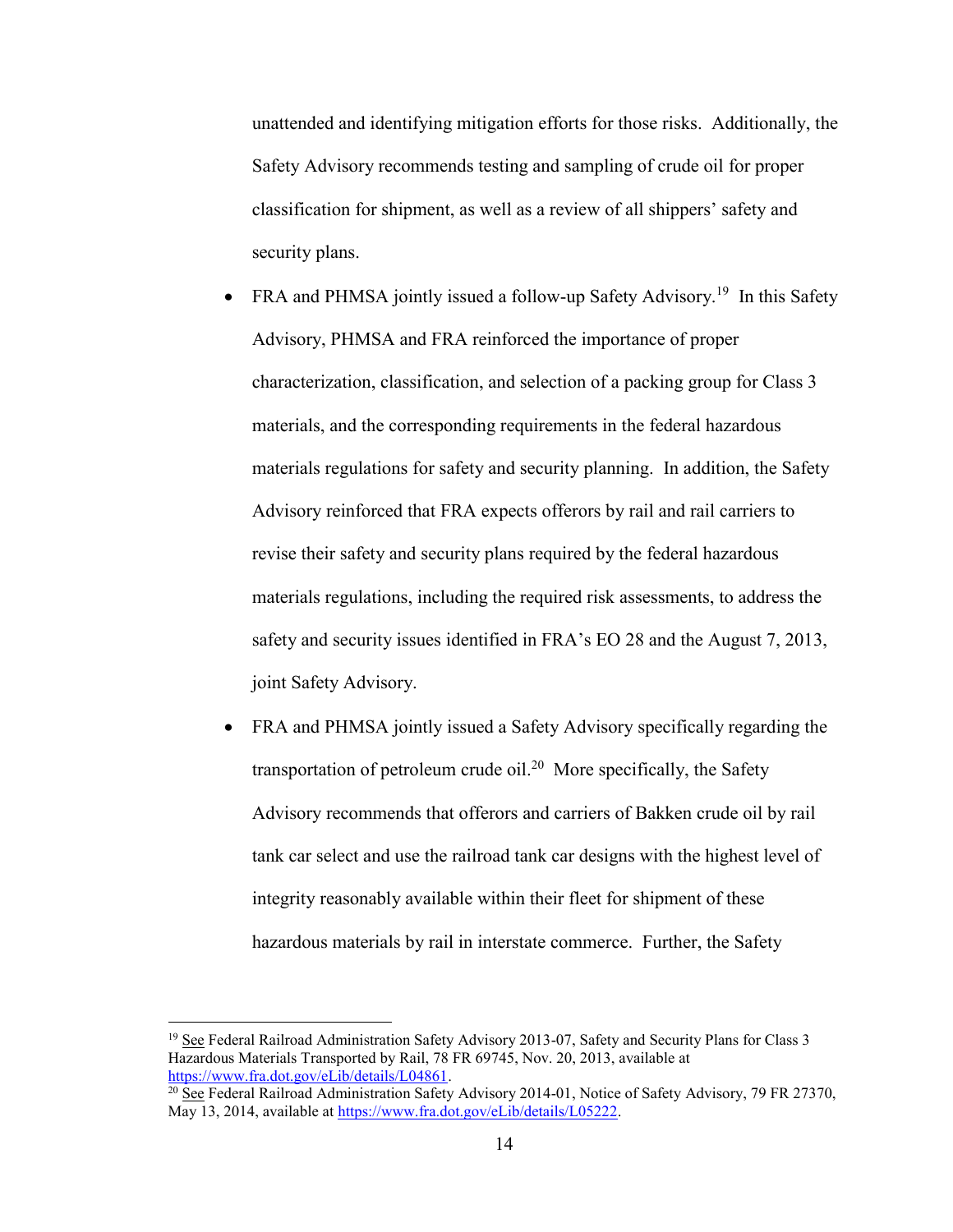unattended and identifying mitigation efforts for those risks. Additionally, the Safety Advisory recommends testing and sampling of crude oil for proper classification for shipment, as well as a review of all shippers' safety and security plans.

- FRA and PHMSA jointly issued a follow-up Safety Advisory.[19] In this Safety Advisory, PHMSA and FRA reinforced the importance of proper characterization, classification, and selection of a packing group for Class 3 materials, and the corresponding requirements in the federal hazardous materials regulations for safety and security planning. In addition, the Safety Advisory reinforced that FRA expects offerors by rail and rail carriers to revise their safety and security plans required by the federal hazardous materials regulations, including the required risk assessments, to address the safety and security issues identified in FRA's EO 28 and the August 7, 2013, joint Safety Advisory.
- FRA and PHMSA jointly issued a Safety Advisory specifically regarding the transportation of petroleum crude oil.[20] More specifically, the Safety Advisory recommends that offerors and carriers of Bakken crude oil by rail tank car select and use the railroad tank car designs with the highest level of integrity reasonably available within their fleet for shipment of these hazardous materials by rail in interstate commerce. Further, the Safety

---

[19] See Federal Railroad Administration Safety Advisory 2013-07, Safety and Security Plans for Class 3 Hazardous Materials Transported by Rail, 78 FR 69745, Nov. 20, 2013, available at https://www.fra.dot.gov/eLib/details/L04861.

[20] See Federal Railroad Administration Safety Advisory 2014-01, Notice of Safety Advisory, 79 FR 27370, May 13, 2014, available at https://www.fra.dot.gov/eLib/details/L05222.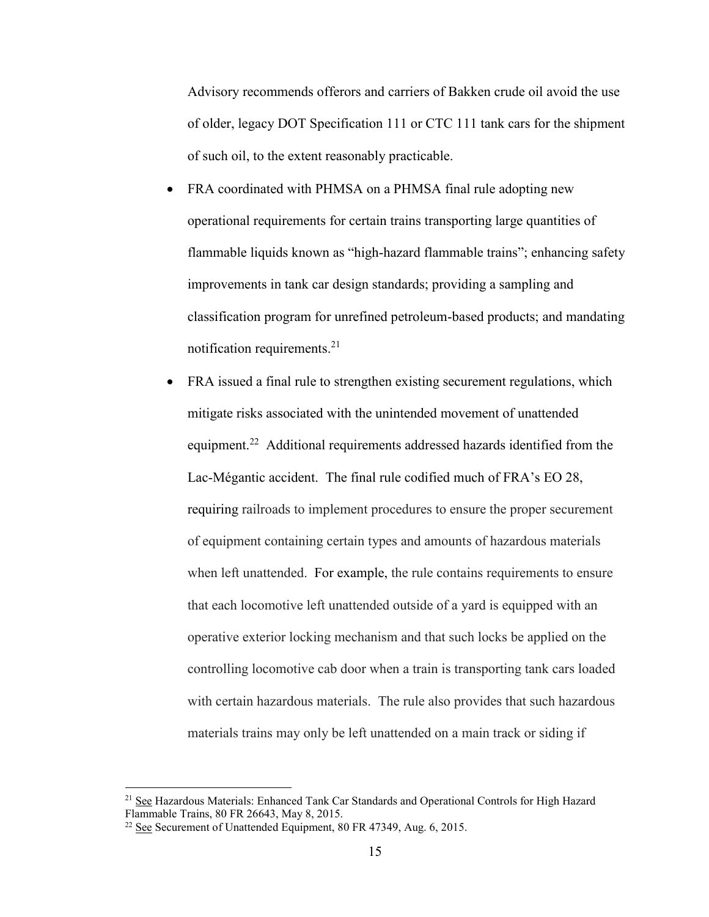Advisory recommends offerors and carriers of Bakken crude oil avoid the use of older, legacy DOT Specification 111 or CTC 111 tank cars for the shipment of such oil, to the extent reasonably practicable.

- FRA coordinated with PHMSA on a PHMSA final rule adopting new operational requirements for certain trains transporting large quantities of flammable liquids known as "high-hazard flammable trains"; enhancing safety improvements in tank car design standards; providing a sampling and classification program for unrefined petroleum-based products; and mandating notification requirements.[21]
- FRA issued a final rule to strengthen existing securement regulations, which mitigate risks associated with the unintended movement of unattended equipment.[22] Additional requirements addressed hazards identified from the Lac-Mégantic accident. The final rule codified much of FRA's EO 28, requiring railroads to implement procedures to ensure the proper securement of equipment containing certain types and amounts of hazardous materials when left unattended. For example, the rule contains requirements to ensure that each locomotive left unattended outside of a yard is equipped with an operative exterior locking mechanism and that such locks be applied on the controlling locomotive cab door when a train is transporting tank cars loaded with certain hazardous materials. The rule also provides that such hazardous materials trains may only be left unattended on a main track or siding if

[21] See Hazardous Materials: Enhanced Tank Car Standards and Operational Controls for High Hazard Flammable Trains, 80 FR 26643, May 8, 2015.

[22] See Securement of Unattended Equipment, 80 FR 47349, Aug. 6, 2015.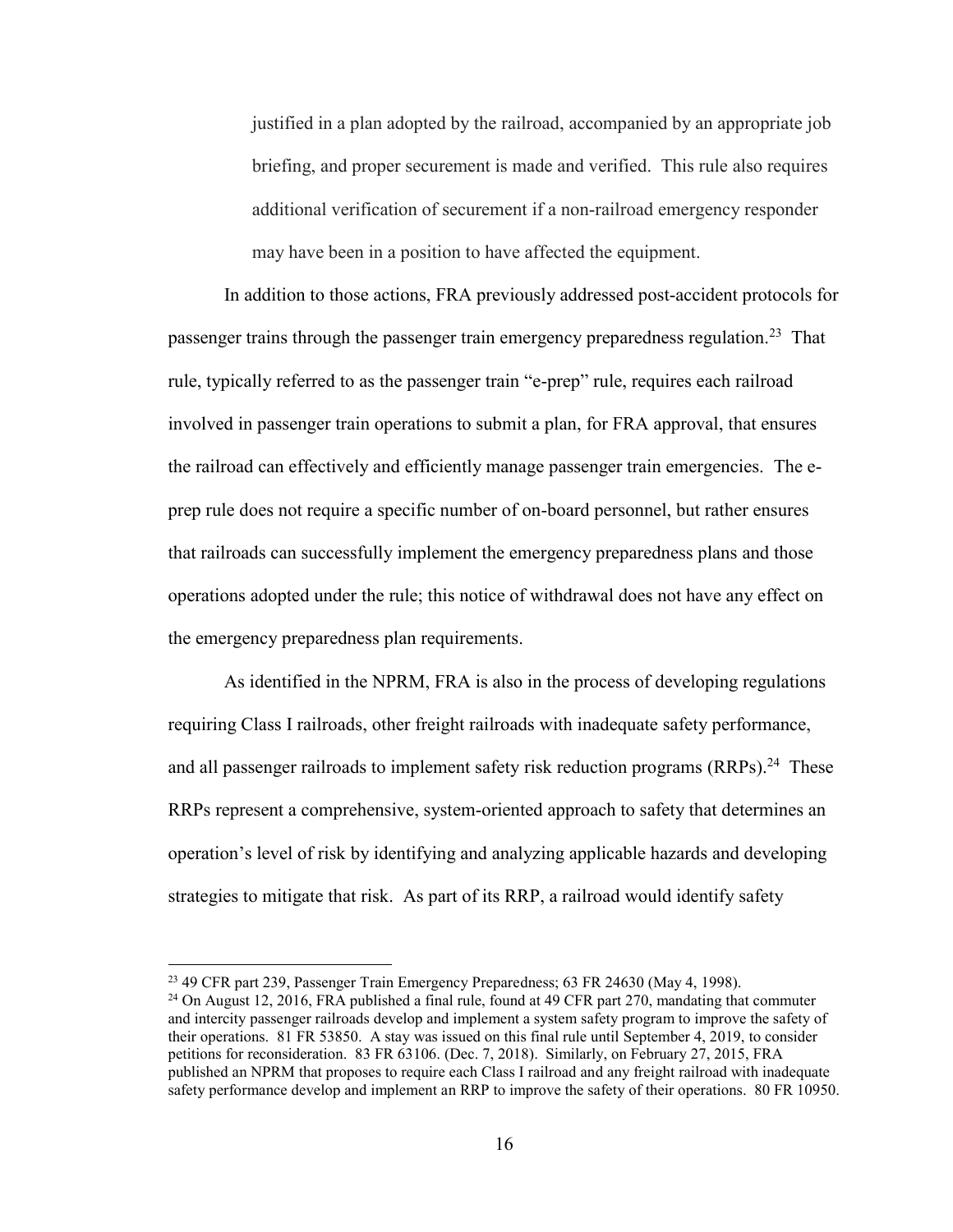> justified in a plan adopted by the railroad, accompanied by an appropriate job briefing, and proper securement is made and verified. This rule also requires additional verification of securement if a non-railroad emergency responder may have been in a position to have affected the equipment.

In addition to those actions, FRA previously addressed post-accident protocols for passenger trains through the passenger train emergency preparedness regulation.[23] That rule, typically referred to as the passenger train "e-prep" rule, requires each railroad involved in passenger train operations to submit a plan, for FRA approval, that ensures the railroad can effectively and efficiently manage passenger train emergencies. The e-prep rule does not require a specific number of on-board personnel, but rather ensures that railroads can successfully implement the emergency preparedness plans and those operations adopted under the rule; this notice of withdrawal does not have any effect on the emergency preparedness plan requirements.

As identified in the NPRM, FRA is also in the process of developing regulations requiring Class I railroads, other freight railroads with inadequate safety performance, and all passenger railroads to implement safety risk reduction programs (RRPs).[24] These RRPs represent a comprehensive, system-oriented approach to safety that determines an operation's level of risk by identifying and analyzing applicable hazards and developing strategies to mitigate that risk. As part of its RRP, a railroad would identify safety

---

[23] 49 CFR part 239, Passenger Train Emergency Preparedness; 63 FR 24630 (May 4, 1998).

[24] On August 12, 2016, FRA published a final rule, found at 49 CFR part 270, mandating that commuter and intercity passenger railroads develop and implement a system safety program to improve the safety of their operations. 81 FR 53850. A stay was issued on this final rule until September 4, 2019, to consider petitions for reconsideration. 83 FR 63106. (Dec. 7, 2018). Similarly, on February 27, 2015, FRA published an NPRM that proposes to require each Class I railroad and any freight railroad with inadequate safety performance develop and implement an RRP to improve the safety of their operations. 80 FR 10950.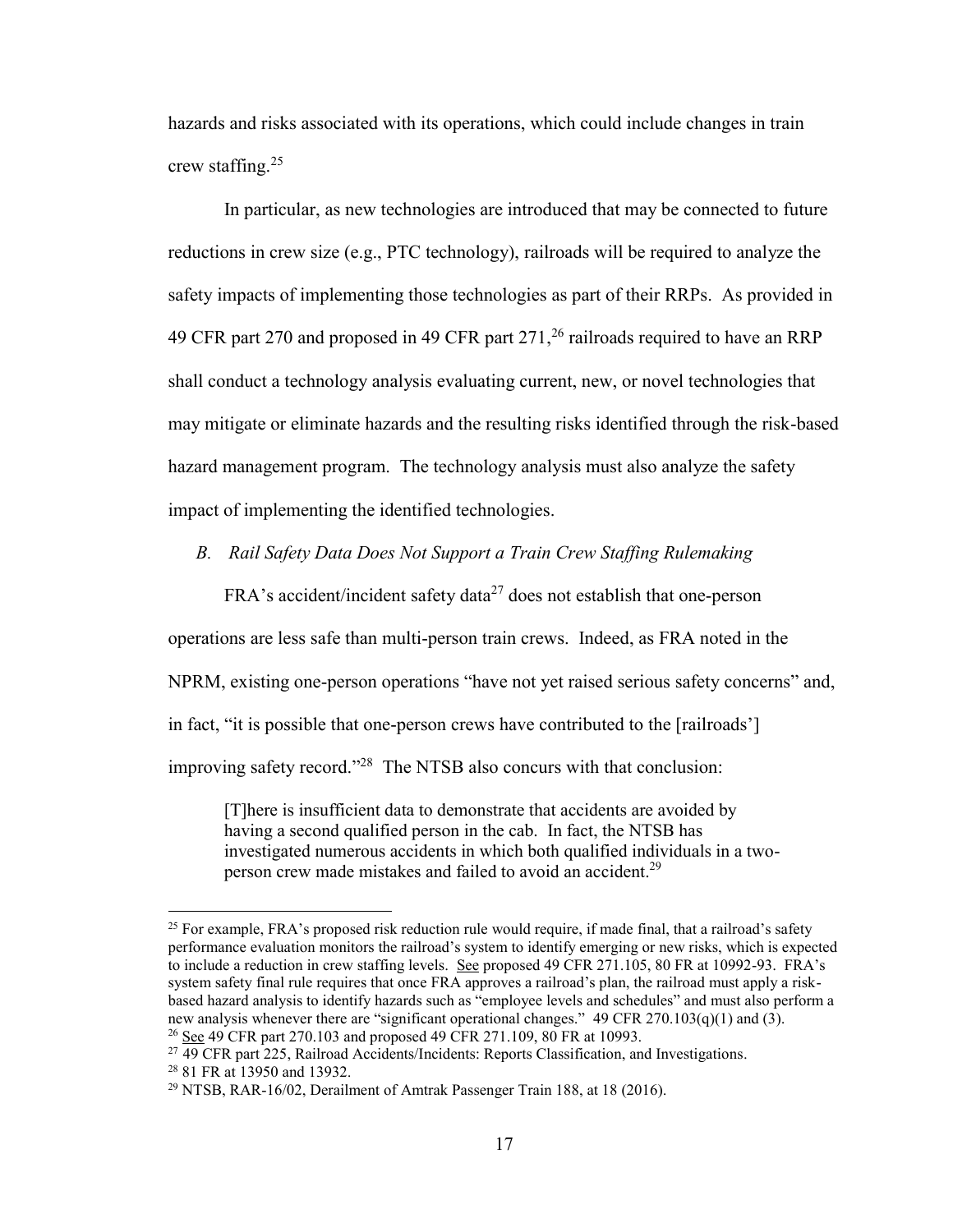hazards and risks associated with its operations, which could include changes in train crew staffing.[25]

In particular, as new technologies are introduced that may be connected to future reductions in crew size (e.g., PTC technology), railroads will be required to analyze the safety impacts of implementing those technologies as part of their RRPs. As provided in 49 CFR part 270 and proposed in 49 CFR part 271,[26] railroads required to have an RRP shall conduct a technology analysis evaluating current, new, or novel technologies that may mitigate or eliminate hazards and the resulting risks identified through the risk-based hazard management program. The technology analysis must also analyze the safety impact of implementing the identified technologies.

### *B. Rail Safety Data Does Not Support a Train Crew Staffing Rulemaking*

FRA's accident/incident safety data[27] does not establish that one-person operations are less safe than multi-person train crews. Indeed, as FRA noted in the NPRM, existing one-person operations "have not yet raised serious safety concerns" and, in fact, "it is possible that one-person crews have contributed to the [railroads'] improving safety record."[28] The NTSB also concurs with that conclusion:

> [T]here is insufficient data to demonstrate that accidents are avoided by having a second qualified person in the cab. In fact, the NTSB has investigated numerous accidents in which both qualified individuals in a two-person crew made mistakes and failed to avoid an accident.[29]

---

[25] For example, FRA's proposed risk reduction rule would require, if made final, that a railroad's safety performance evaluation monitors the railroad's system to identify emerging or new risks, which is expected to include a reduction in crew staffing levels. See proposed 49 CFR 271.105, 80 FR at 10992-93. FRA's system safety final rule requires that once FRA approves a railroad's plan, the railroad must apply a risk-based hazard analysis to identify hazards such as "employee levels and schedules" and must also perform a new analysis whenever there are "significant operational changes." 49 CFR 270.103(q)(1) and (3).

[26] See 49 CFR part 270.103 and proposed 49 CFR 271.109, 80 FR at 10993.

[27] 49 CFR part 225, Railroad Accidents/Incidents: Reports Classification, and Investigations.

[28] 81 FR at 13950 and 13932.

[29] NTSB, RAR-16/02, Derailment of Amtrak Passenger Train 188, at 18 (2016).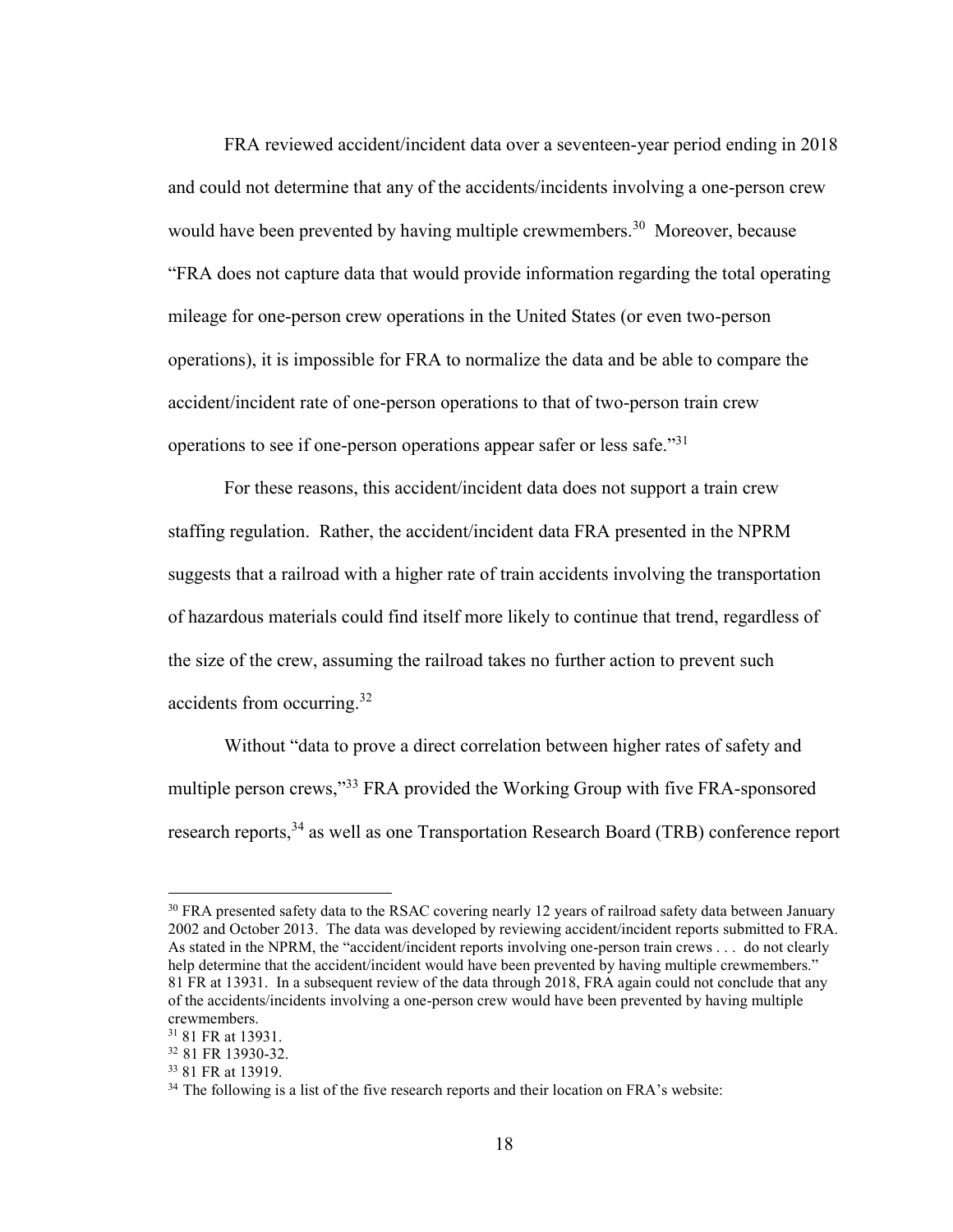FRA reviewed accident/incident data over a seventeen-year period ending in 2018 and could not determine that any of the accidents/incidents involving a one-person crew would have been prevented by having multiple crewmembers.[30] Moreover, because "FRA does not capture data that would provide information regarding the total operating mileage for one-person crew operations in the United States (or even two-person operations), it is impossible for FRA to normalize the data and be able to compare the accident/incident rate of one-person operations to that of two-person train crew operations to see if one-person operations appear safer or less safe."[31]

For these reasons, this accident/incident data does not support a train crew staffing regulation. Rather, the accident/incident data FRA presented in the NPRM suggests that a railroad with a higher rate of train accidents involving the transportation of hazardous materials could find itself more likely to continue that trend, regardless of the size of the crew, assuming the railroad takes no further action to prevent such accidents from occurring.[32]

Without "data to prove a direct correlation between higher rates of safety and multiple person crews,"[33] FRA provided the Working Group with five FRA-sponsored research reports,[34] as well as one Transportation Research Board (TRB) conference report

---

[30] FRA presented safety data to the RSAC covering nearly 12 years of railroad safety data between January 2002 and October 2013. The data was developed by reviewing accident/incident reports submitted to FRA. As stated in the NPRM, the "accident/incident reports involving one-person train crews . . . do not clearly help determine that the accident/incident would have been prevented by having multiple crewmembers." 81 FR at 13931. In a subsequent review of the data through 2018, FRA again could not conclude that any of the accidents/incidents involving a one-person crew would have been prevented by having multiple crewmembers.

[31] 81 FR at 13931.

[32] 81 FR 13930-32.

[33] 81 FR at 13919.

[34] The following is a list of the five research reports and their location on FRA's website: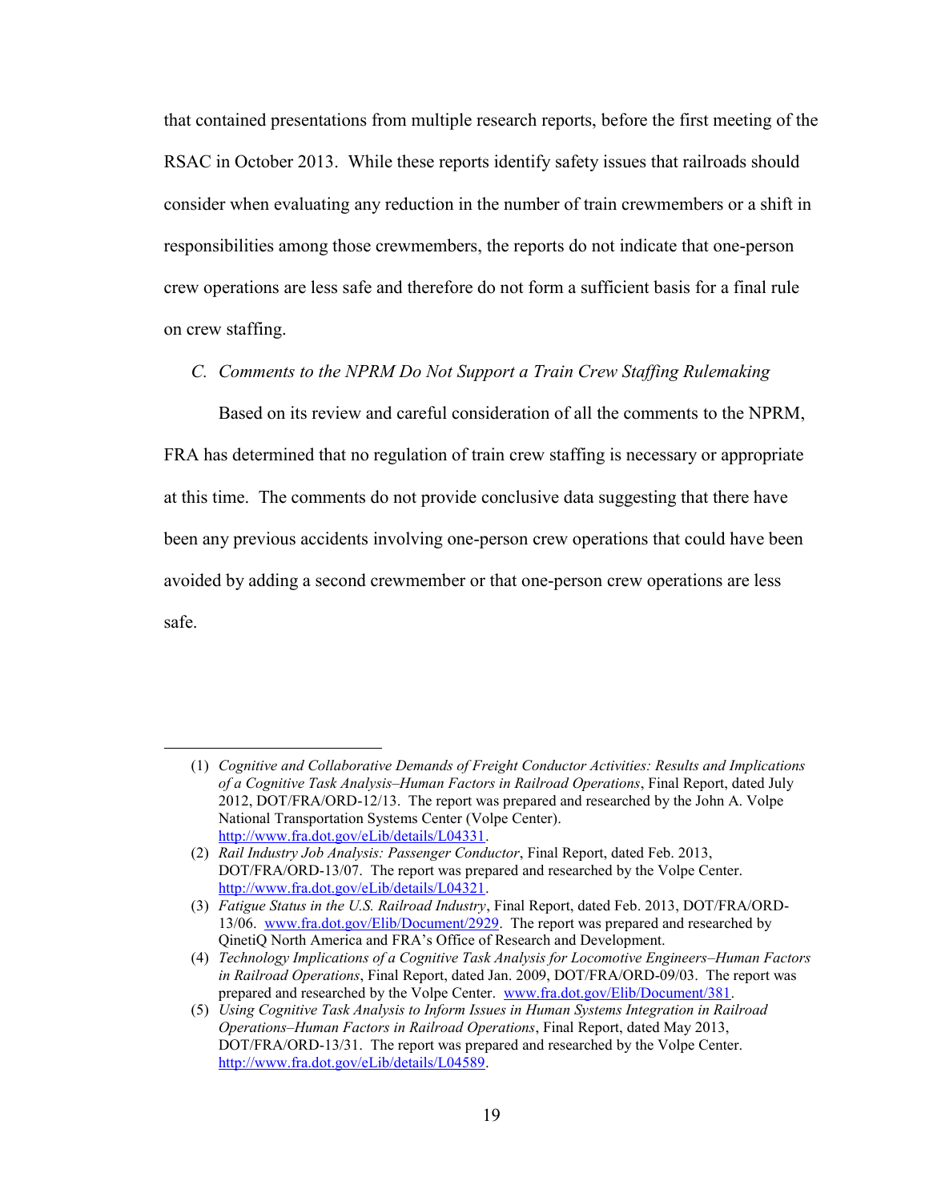that contained presentations from multiple research reports, before the first meeting of the RSAC in October 2013. While these reports identify safety issues that railroads should consider when evaluating any reduction in the number of train crewmembers or a shift in responsibilities among those crewmembers, the reports do not indicate that one-person crew operations are less safe and therefore do not form a sufficient basis for a final rule on crew staffing.

### *C. Comments to the NPRM Do Not Support a Train Crew Staffing Rulemaking*

Based on its review and careful consideration of all the comments to the NPRM, FRA has determined that no regulation of train crew staffing is necessary or appropriate at this time. The comments do not provide conclusive data suggesting that there have been any previous accidents involving one-person crew operations that could have been avoided by adding a second crewmember or that one-person crew operations are less safe.

---

(1) *Cognitive and Collaborative Demands of Freight Conductor Activities: Results and Implications of a Cognitive Task Analysis–Human Factors in Railroad Operations*, Final Report, dated July 2012, DOT/FRA/ORD-12/13. The report was prepared and researched by the John A. Volpe National Transportation Systems Center (Volpe Center). http://www.fra.dot.gov/eLib/details/L04331.

(2) *Rail Industry Job Analysis: Passenger Conductor*, Final Report, dated Feb. 2013, DOT/FRA/ORD-13/07. The report was prepared and researched by the Volpe Center. http://www.fra.dot.gov/eLib/details/L04321.

(3) *Fatigue Status in the U.S. Railroad Industry*, Final Report, dated Feb. 2013, DOT/FRA/ORD-13/06. www.fra.dot.gov/Elib/Document/2929. The report was prepared and researched by QinetiQ North America and FRA's Office of Research and Development.

(4) *Technology Implications of a Cognitive Task Analysis for Locomotive Engineers–Human Factors in Railroad Operations*, Final Report, dated Jan. 2009, DOT/FRA/ORD-09/03. The report was prepared and researched by the Volpe Center. www.fra.dot.gov/Elib/Document/381.

(5) *Using Cognitive Task Analysis to Inform Issues in Human Systems Integration in Railroad Operations–Human Factors in Railroad Operations*, Final Report, dated May 2013, DOT/FRA/ORD-13/31. The report was prepared and researched by the Volpe Center. http://www.fra.dot.gov/eLib/details/L04589.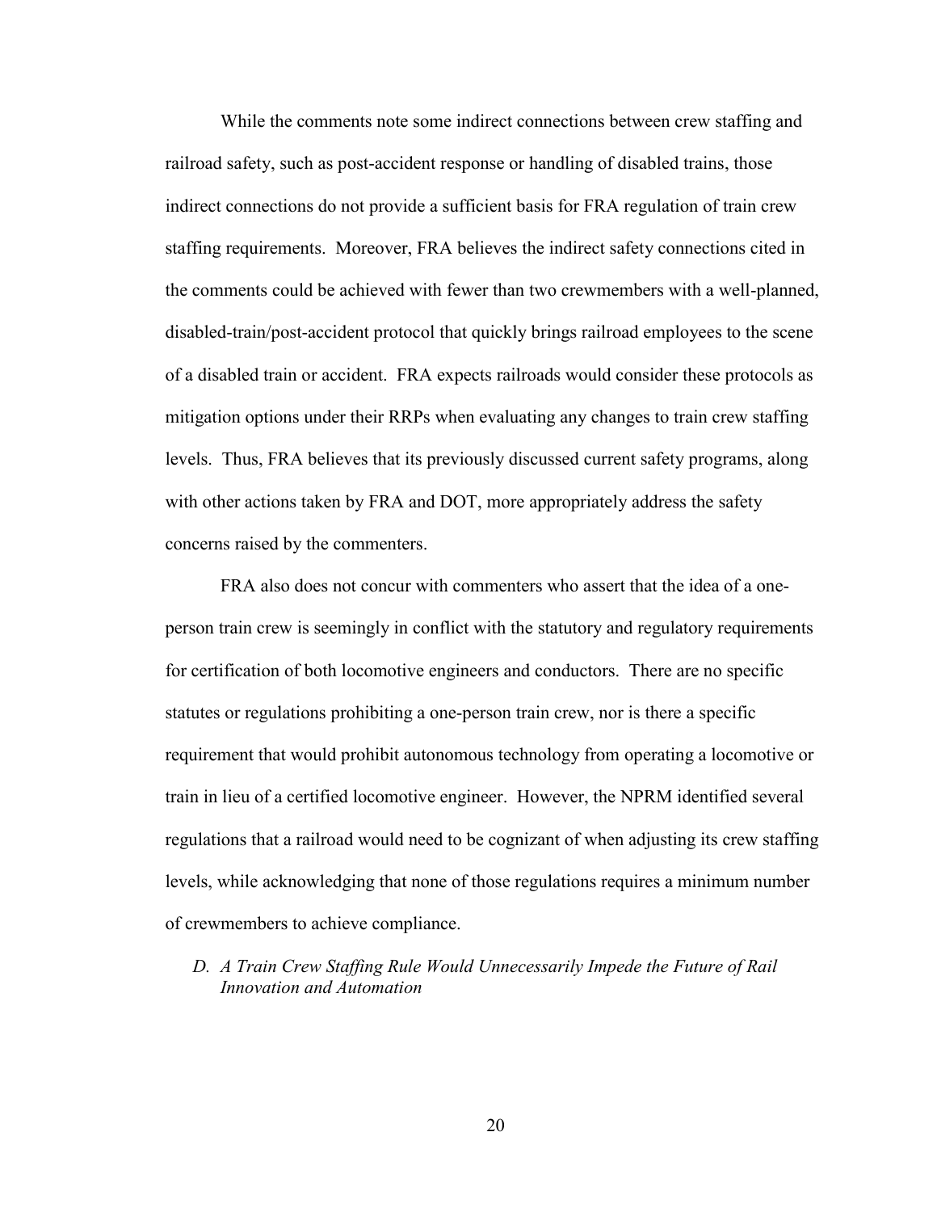While the comments note some indirect connections between crew staffing and railroad safety, such as post-accident response or handling of disabled trains, those indirect connections do not provide a sufficient basis for FRA regulation of train crew staffing requirements. Moreover, FRA believes the indirect safety connections cited in the comments could be achieved with fewer than two crewmembers with a well-planned, disabled-train/post-accident protocol that quickly brings railroad employees to the scene of a disabled train or accident. FRA expects railroads would consider these protocols as mitigation options under their RRPs when evaluating any changes to train crew staffing levels. Thus, FRA believes that its previously discussed current safety programs, along with other actions taken by FRA and DOT, more appropriately address the safety concerns raised by the commenters.

FRA also does not concur with commenters who assert that the idea of a one-person train crew is seemingly in conflict with the statutory and regulatory requirements for certification of both locomotive engineers and conductors. There are no specific statutes or regulations prohibiting a one-person train crew, nor is there a specific requirement that would prohibit autonomous technology from operating a locomotive or train in lieu of a certified locomotive engineer. However, the NPRM identified several regulations that a railroad would need to be cognizant of when adjusting its crew staffing levels, while acknowledging that none of those regulations requires a minimum number of crewmembers to achieve compliance.

### *D. A Train Crew Staffing Rule Would Unnecessarily Impede the Future of Rail Innovation and Automation*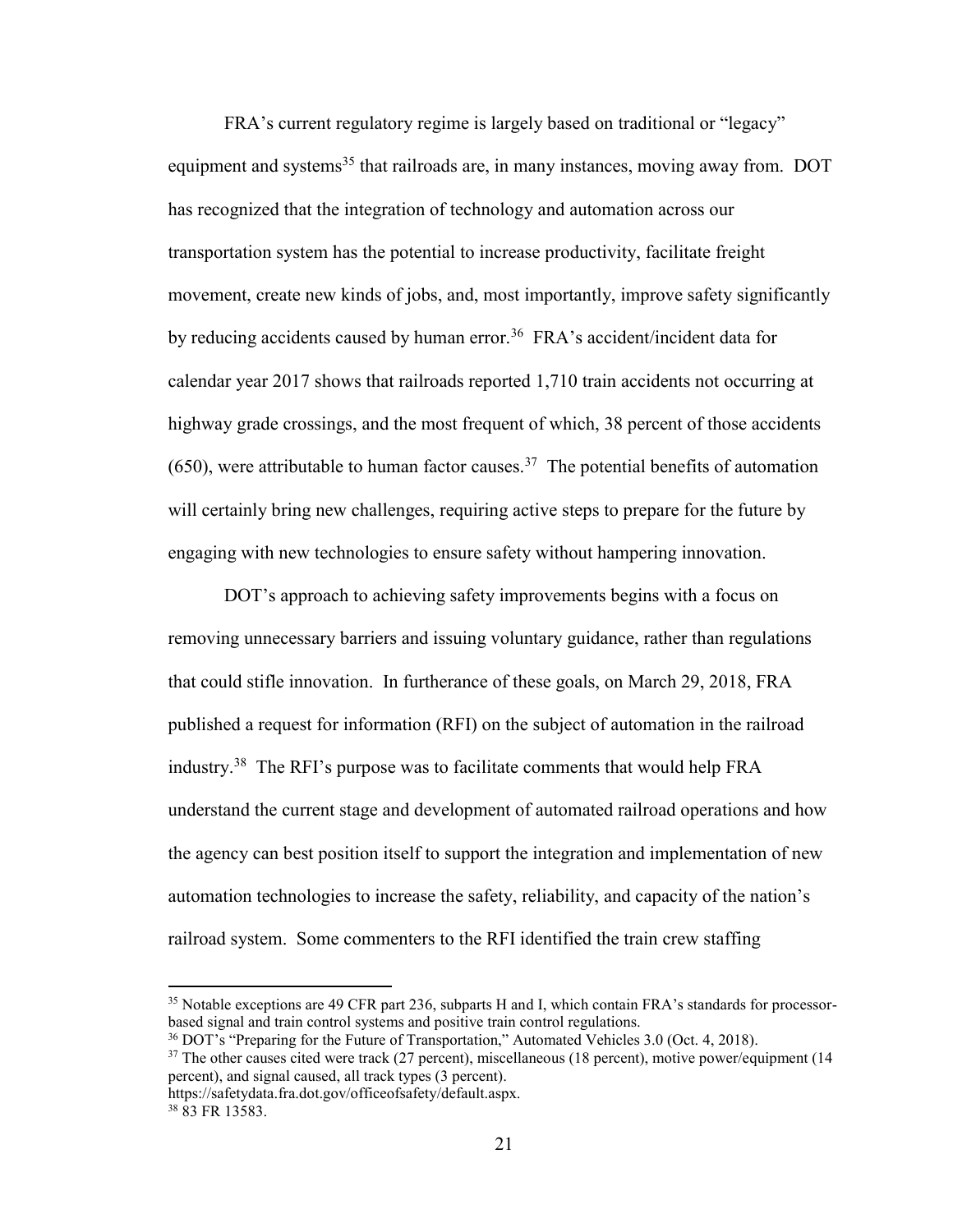FRA's current regulatory regime is largely based on traditional or "legacy" equipment and systems[35] that railroads are, in many instances, moving away from. DOT has recognized that the integration of technology and automation across our transportation system has the potential to increase productivity, facilitate freight movement, create new kinds of jobs, and, most importantly, improve safety significantly by reducing accidents caused by human error.[36] FRA's accident/incident data for calendar year 2017 shows that railroads reported 1,710 train accidents not occurring at highway grade crossings, and the most frequent of which, 38 percent of those accidents (650), were attributable to human factor causes.[37] The potential benefits of automation will certainly bring new challenges, requiring active steps to prepare for the future by engaging with new technologies to ensure safety without hampering innovation.

DOT's approach to achieving safety improvements begins with a focus on removing unnecessary barriers and issuing voluntary guidance, rather than regulations that could stifle innovation. In furtherance of these goals, on March 29, 2018, FRA published a request for information (RFI) on the subject of automation in the railroad industry.[38] The RFI's purpose was to facilitate comments that would help FRA understand the current stage and development of automated railroad operations and how the agency can best position itself to support the integration and implementation of new automation technologies to increase the safety, reliability, and capacity of the nation's railroad system. Some commenters to the RFI identified the train crew staffing

---

[35] Notable exceptions are 49 CFR part 236, subparts H and I, which contain FRA's standards for processor-based signal and train control systems and positive train control regulations.

[36] DOT's "Preparing for the Future of Transportation," Automated Vehicles 3.0 (Oct. 4, 2018).

[37] The other causes cited were track (27 percent), miscellaneous (18 percent), motive power/equipment (14 percent), and signal caused, all track types (3 percent). https://safetydata.fra.dot.gov/officeofsafety/default.aspx.

[38] 83 FR 13583.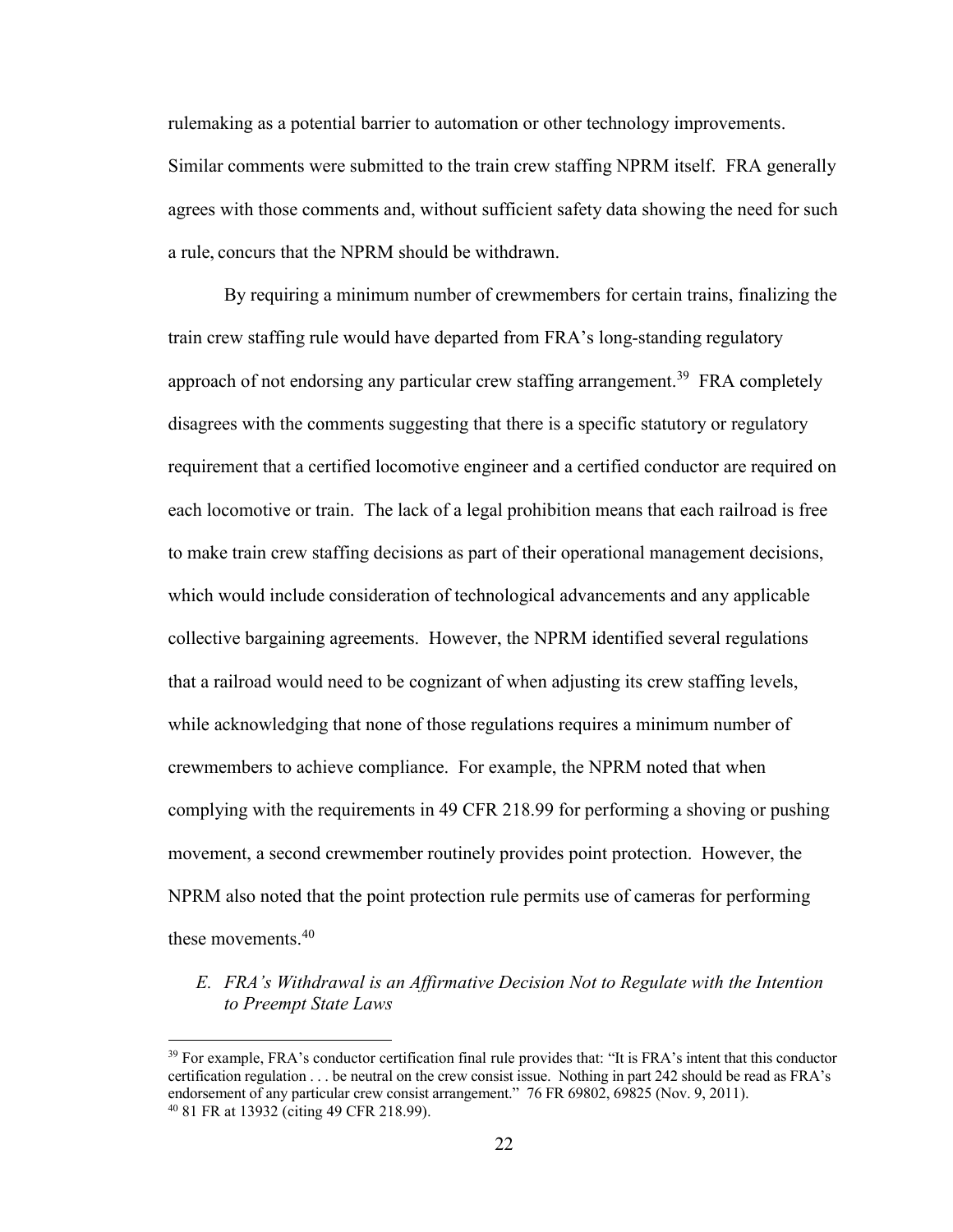rulemaking as a potential barrier to automation or other technology improvements. Similar comments were submitted to the train crew staffing NPRM itself. FRA generally agrees with those comments and, without sufficient safety data showing the need for such a rule, concurs that the NPRM should be withdrawn.

By requiring a minimum number of crewmembers for certain trains, finalizing the train crew staffing rule would have departed from FRA's long-standing regulatory approach of not endorsing any particular crew staffing arrangement.[39] FRA completely disagrees with the comments suggesting that there is a specific statutory or regulatory requirement that a certified locomotive engineer and a certified conductor are required on each locomotive or train. The lack of a legal prohibition means that each railroad is free to make train crew staffing decisions as part of their operational management decisions, which would include consideration of technological advancements and any applicable collective bargaining agreements. However, the NPRM identified several regulations that a railroad would need to be cognizant of when adjusting its crew staffing levels, while acknowledging that none of those regulations requires a minimum number of crewmembers to achieve compliance. For example, the NPRM noted that when complying with the requirements in 49 CFR 218.99 for performing a shoving or pushing movement, a second crewmember routinely provides point protection. However, the NPRM also noted that the point protection rule permits use of cameras for performing these movements.[40]

### *E. FRA's Withdrawal is an Affirmative Decision Not to Regulate with the Intention to Preempt State Laws*

---

[39] For example, FRA's conductor certification final rule provides that: "It is FRA's intent that this conductor certification regulation . . . be neutral on the crew consist issue. Nothing in part 242 should be read as FRA's endorsement of any particular crew consist arrangement." 76 FR 69802, 69825 (Nov. 9, 2011).

[40] 81 FR at 13932 (citing 49 CFR 218.99).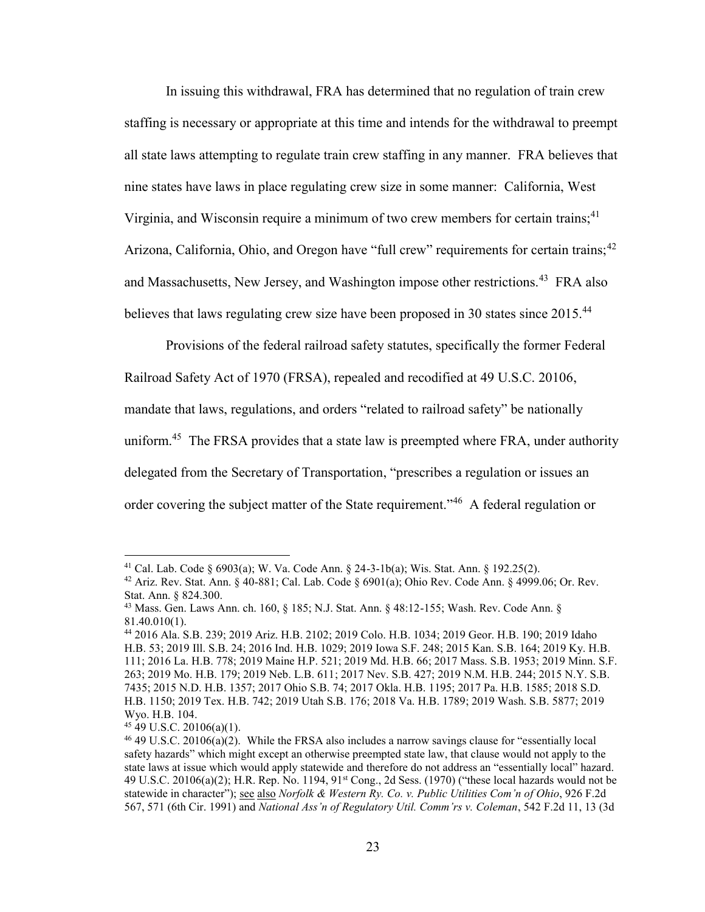In issuing this withdrawal, FRA has determined that no regulation of train crew staffing is necessary or appropriate at this time and intends for the withdrawal to preempt all state laws attempting to regulate train crew staffing in any manner. FRA believes that nine states have laws in place regulating crew size in some manner: California, West Virginia, and Wisconsin require a minimum of two crew members for certain trains;[41] Arizona, California, Ohio, and Oregon have "full crew" requirements for certain trains;[42] and Massachusetts, New Jersey, and Washington impose other restrictions.[43] FRA also believes that laws regulating crew size have been proposed in 30 states since 2015.[44]

Provisions of the federal railroad safety statutes, specifically the former Federal Railroad Safety Act of 1970 (FRSA), repealed and recodified at 49 U.S.C. 20106, mandate that laws, regulations, and orders "related to railroad safety" be nationally uniform.[45] The FRSA provides that a state law is preempted where FRA, under authority delegated from the Secretary of Transportation, "prescribes a regulation or issues an order covering the subject matter of the State requirement."[46] A federal regulation or

---

[41] Cal. Lab. Code § 6903(a); W. Va. Code Ann. § 24-3-1b(a); Wis. Stat. Ann. § 192.25(2).

[42] Ariz. Rev. Stat. Ann. § 40-881; Cal. Lab. Code § 6901(a); Ohio Rev. Code Ann. § 4999.06; Or. Rev. Stat. Ann. § 824.300.

[43] Mass. Gen. Laws Ann. ch. 160, § 185; N.J. Stat. Ann. § 48:12-155; Wash. Rev. Code Ann. § 81.40.010(1).

[44] 2016 Ala. S.B. 239; 2019 Ariz. H.B. 2102; 2019 Colo. H.B. 1034; 2019 Geor. H.B. 190; 2019 Idaho H.B. 53; 2019 Ill. S.B. 24; 2016 Ind. H.B. 1029; 2019 Iowa S.F. 248; 2015 Kan. S.B. 164; 2019 Ky. H.B. 111; 2016 La. H.B. 778; 2019 Maine H.P. 521; 2019 Md. H.B. 66; 2017 Mass. S.B. 1953; 2019 Minn. S.F. 263; 2019 Mo. H.B. 179; 2019 Neb. L.B. 611; 2017 Nev. S.B. 427; 2019 N.M. H.B. 244; 2015 N.Y. S.B. 7435; 2015 N.D. H.B. 1357; 2017 Ohio S.B. 74; 2017 Okla. H.B. 1195; 2017 Pa. H.B. 1585; 2018 S.D. H.B. 1150; 2019 Tex. H.B. 742; 2019 Utah S.B. 176; 2018 Va. H.B. 1789; 2019 Wash. S.B. 5877; 2019 Wyo. H.B. 104.

[45] 49 U.S.C. 20106(a)(1).

[46] 49 U.S.C. 20106(a)(2). While the FRSA also includes a narrow savings clause for "essentially local safety hazards" which might except an otherwise preempted state law, that clause would not apply to the state laws at issue which would apply statewide and therefore do not address an "essentially local" hazard. 49 U.S.C. 20106(a)(2); H.R. Rep. No. 1194, 91st Cong., 2d Sess. (1970) ("these local hazards would not be statewide in character"); see also *Norfolk & Western Ry. Co. v. Public Utilities Com'n of Ohio*, 926 F.2d 567, 571 (6th Cir. 1991) and *National Ass'n of Regulatory Util. Comm'rs v. Coleman*, 542 F.2d 11, 13 (3d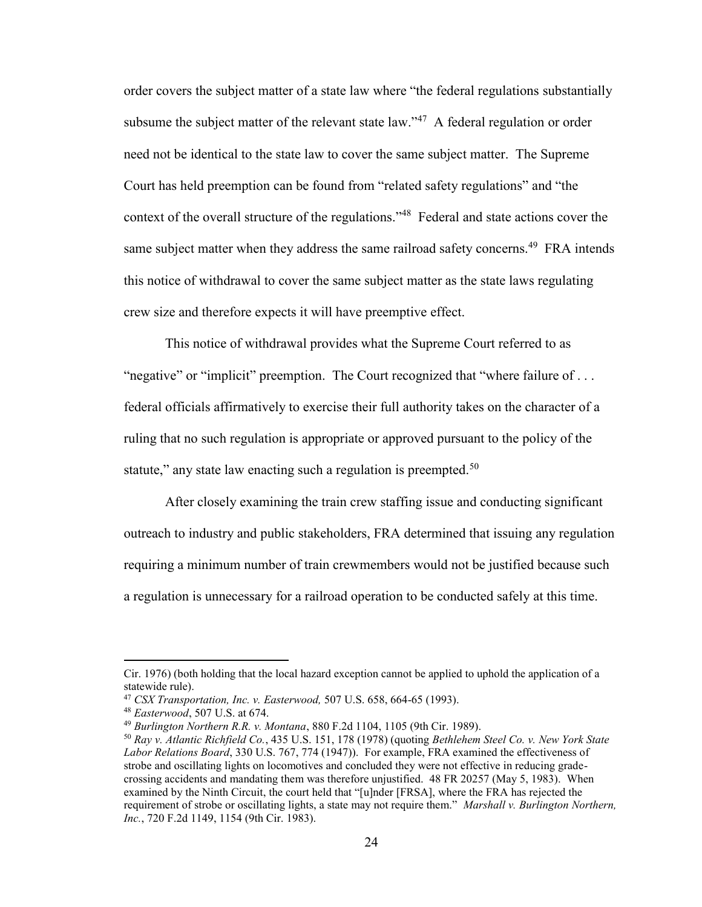order covers the subject matter of a state law where "the federal regulations substantially subsume the subject matter of the relevant state law."[47] A federal regulation or order need not be identical to the state law to cover the same subject matter. The Supreme Court has held preemption can be found from "related safety regulations" and "the context of the overall structure of the regulations."[48] Federal and state actions cover the same subject matter when they address the same railroad safety concerns.[49] FRA intends this notice of withdrawal to cover the same subject matter as the state laws regulating crew size and therefore expects it will have preemptive effect.

This notice of withdrawal provides what the Supreme Court referred to as "negative" or "implicit" preemption. The Court recognized that "where failure of . . . federal officials affirmatively to exercise their full authority takes on the character of a ruling that no such regulation is appropriate or approved pursuant to the policy of the statute," any state law enacting such a regulation is preempted.[50]

After closely examining the train crew staffing issue and conducting significant outreach to industry and public stakeholders, FRA determined that issuing any regulation requiring a minimum number of train crewmembers would not be justified because such a regulation is unnecessary for a railroad operation to be conducted safely at this time.

---

Cir. 1976) (both holding that the local hazard exception cannot be applied to uphold the application of a statewide rule).

[47] *CSX Transportation, Inc. v. Easterwood,* 507 U.S. 658, 664-65 (1993).

[48] *Easterwood*, 507 U.S. at 674.

[49] *Burlington Northern R.R. v. Montana*, 880 F.2d 1104, 1105 (9th Cir. 1989).

[50] *Ray v. Atlantic Richfield Co.*, 435 U.S. 151, 178 (1978) (quoting *Bethlehem Steel Co. v. New York State Labor Relations Board*, 330 U.S. 767, 774 (1947)). For example, FRA examined the effectiveness of strobe and oscillating lights on locomotives and concluded they were not effective in reducing grade-crossing accidents and mandating them was therefore unjustified. 48 FR 20257 (May 5, 1983). When examined by the Ninth Circuit, the court held that "[u]nder [FRSA], where the FRA has rejected the requirement of strobe or oscillating lights, a state may not require them." *Marshall v. Burlington Northern, Inc.*, 720 F.2d 1149, 1154 (9th Cir. 1983).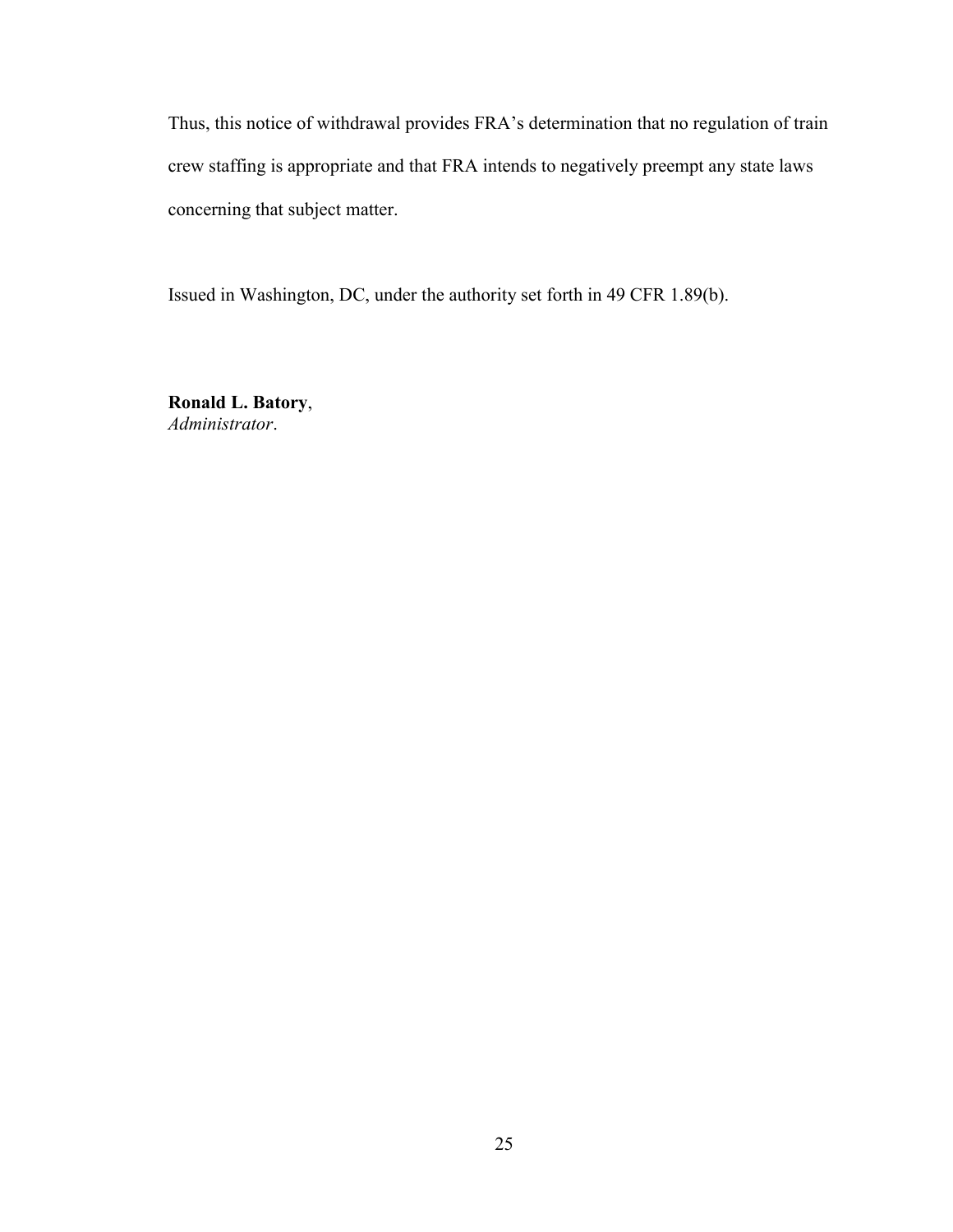Thus, this notice of withdrawal provides FRA’s determination that no regulation of train crew staffing is appropriate and that FRA intends to negatively preempt any state laws concerning that subject matter.

Issued in Washington, DC, under the authority set forth in 49 CFR 1.89(b).

**Ronald L. Batory**,
*Administrator*.